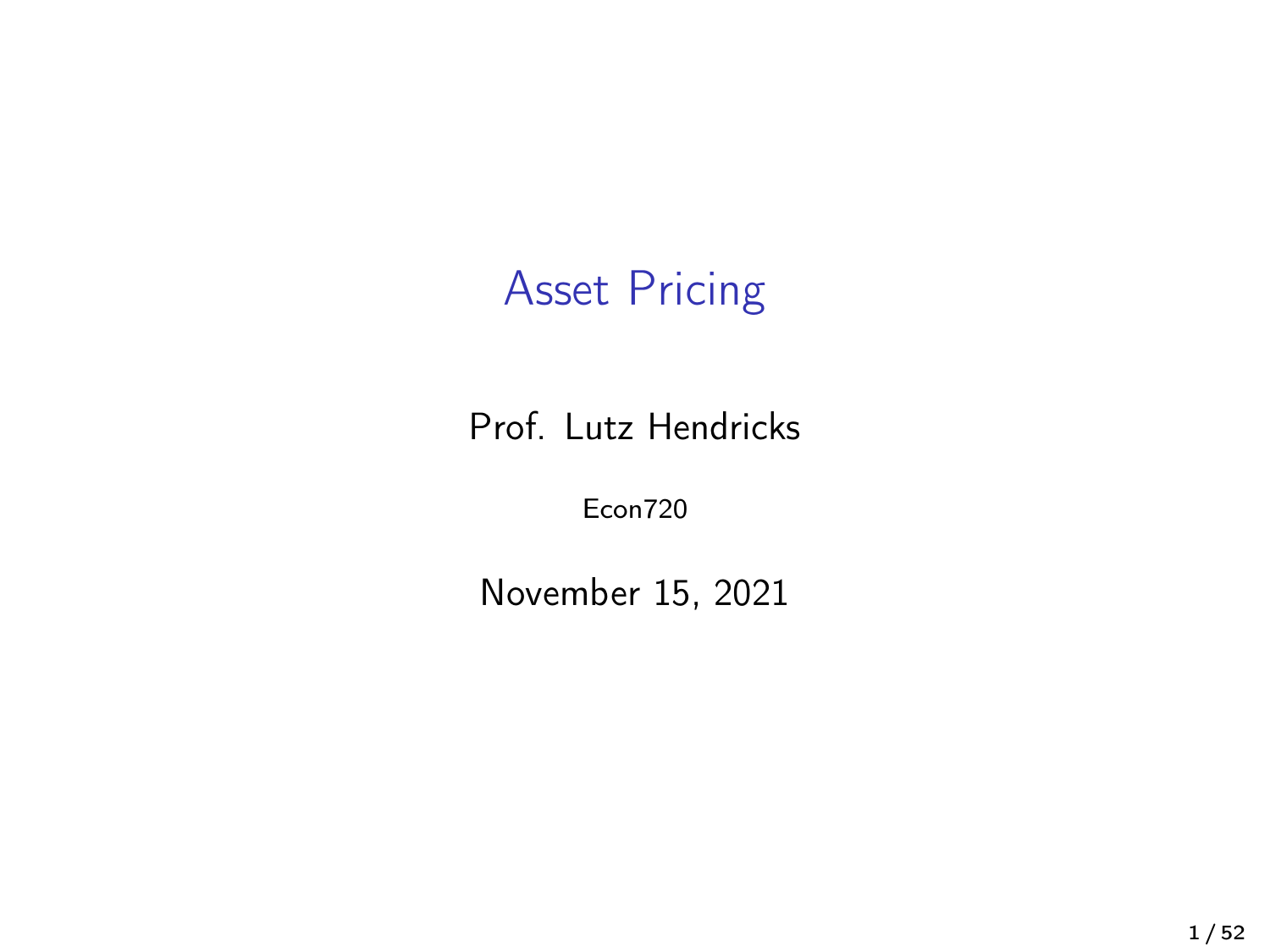# Asset Pricing

Prof. Lutz Hendricks

Econ720

November 15, 2021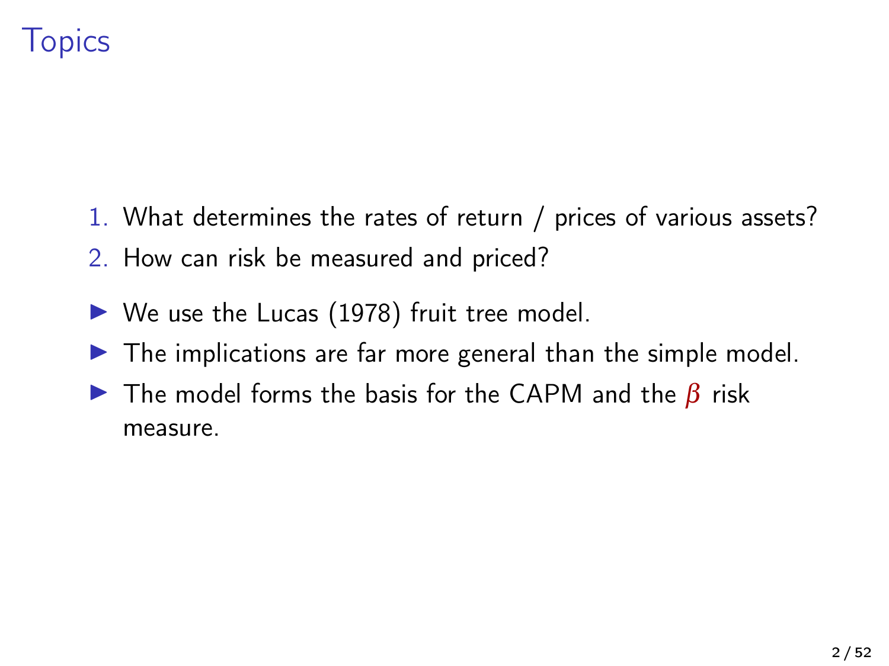# Topics

1. What determines the rates of return / prices of various assets?
2. How can risk be measured and priced?

- We use the Lucas (1978) fruit tree model.
- The implications are far more general than the simple model.
- The model forms the basis for the CAPM and the $\beta$ risk measure.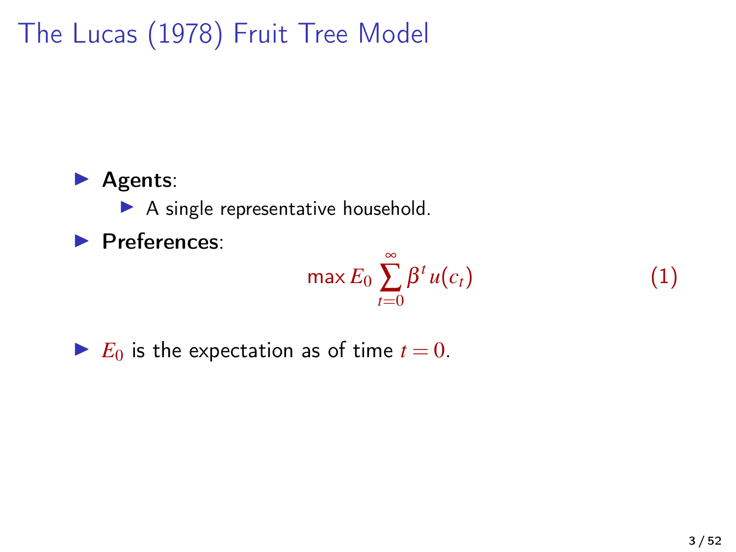# The Lucas (1978) Fruit Tree Model

- **Agents**:
  - A single representative household.
- **Preferences**:

$$\max E_0 \sum_{t=0}^{\infty} \beta^t u(c_t) \tag{1}$$

- $E_0$ is the expectation as of time $t = 0$.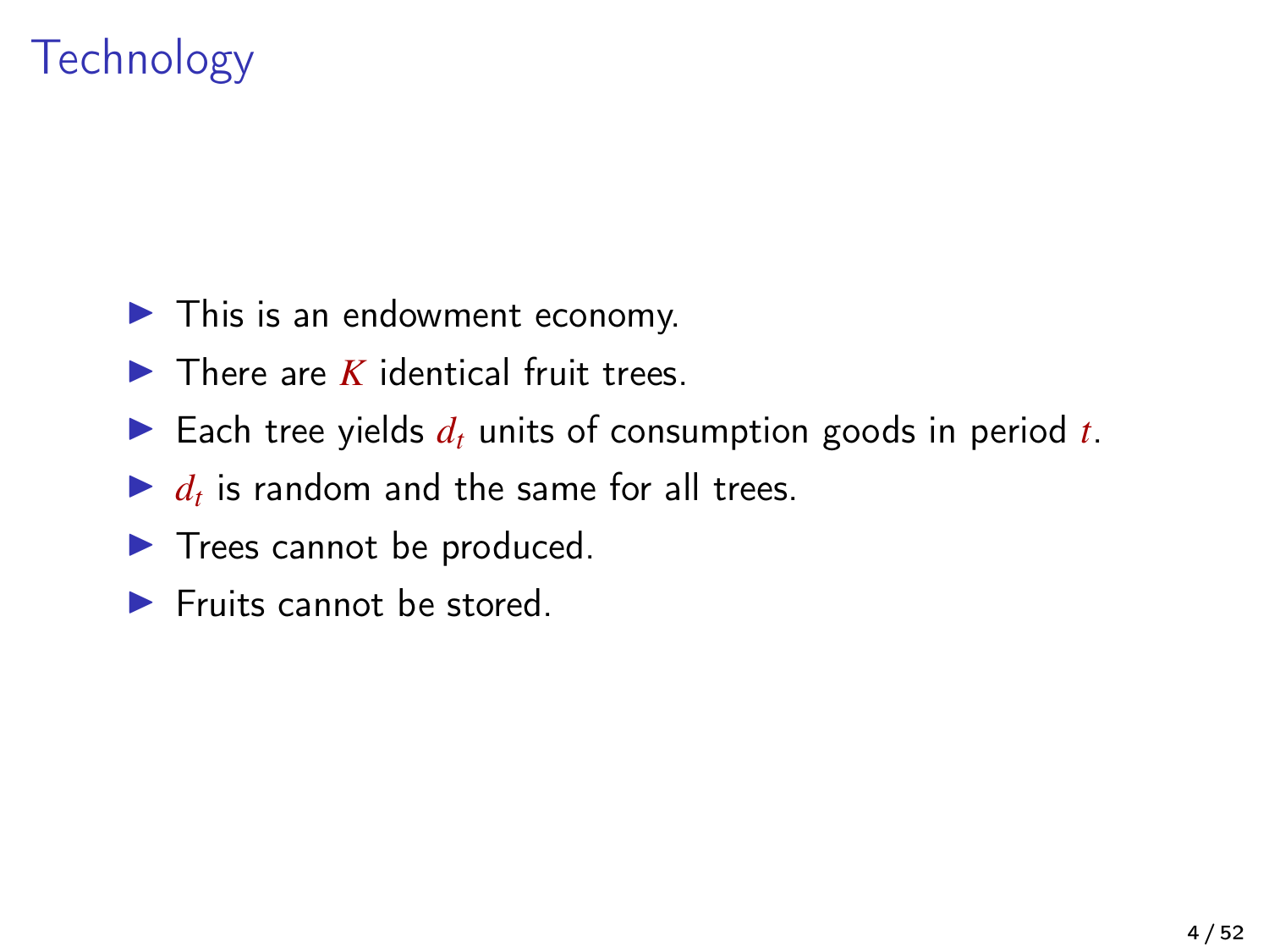# Technology

- This is an endowment economy.
- There are $K$ identical fruit trees.
- Each tree yields $d_t$ units of consumption goods in period $t$.
- $d_t$ is random and the same for all trees.
- Trees cannot be produced.
- Fruits cannot be stored.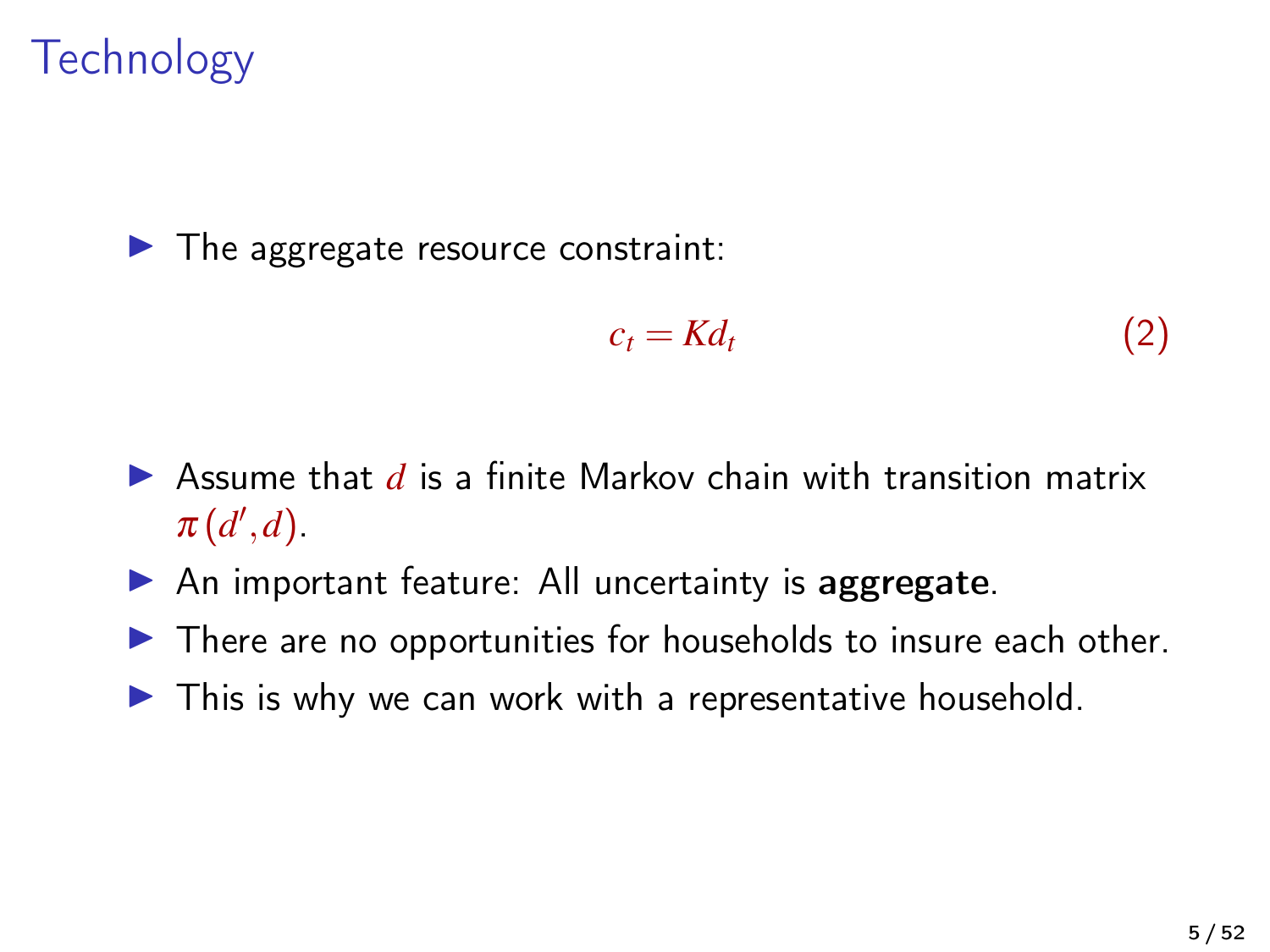# Technology

- The aggregate resource constraint:

$$c_t = Kd_t \tag{2}$$

- Assume that $d$ is a finite Markov chain with transition matrix $\pi(d', d)$.
- An important feature: All uncertainty is **aggregate**.
- There are no opportunities for households to insure each other.
- This is why we can work with a representative household.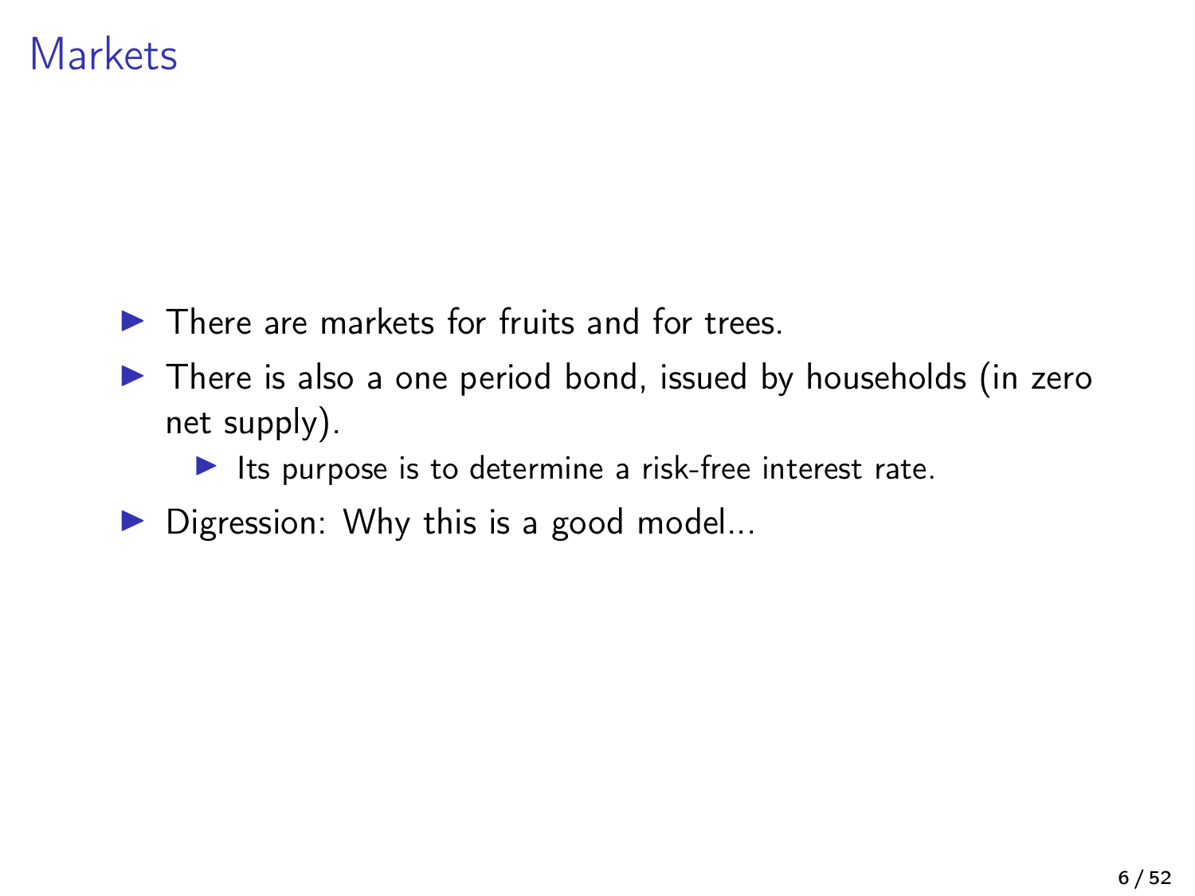# Markets

- There are markets for fruits and for trees.
- There is also a one period bond, issued by households (in zero net supply).
  - Its purpose is to determine a risk-free interest rate.
- Digression: Why this is a good model...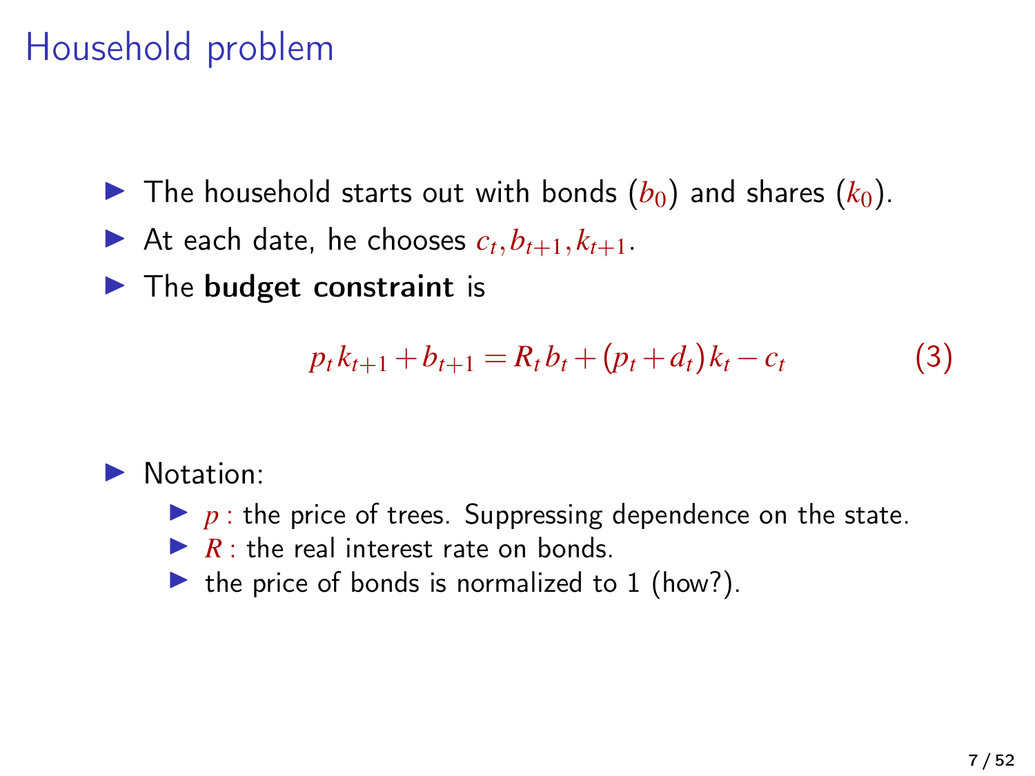# Household problem

- The household starts out with bonds ($b_0$) and shares ($k_0$).
- At each date, he chooses $c_t, b_{t+1}, k_{t+1}$.
- The **budget constraint** is

$$p_t k_{t+1} + b_{t+1} = R_t b_t + (p_t + d_t) k_t - c_t \tag{3}$$

- Notation:
  - $p$ : the price of trees. Suppressing dependence on the state.
  - $R$ : the real interest rate on bonds.
  - the price of bonds is normalized to 1 (how?).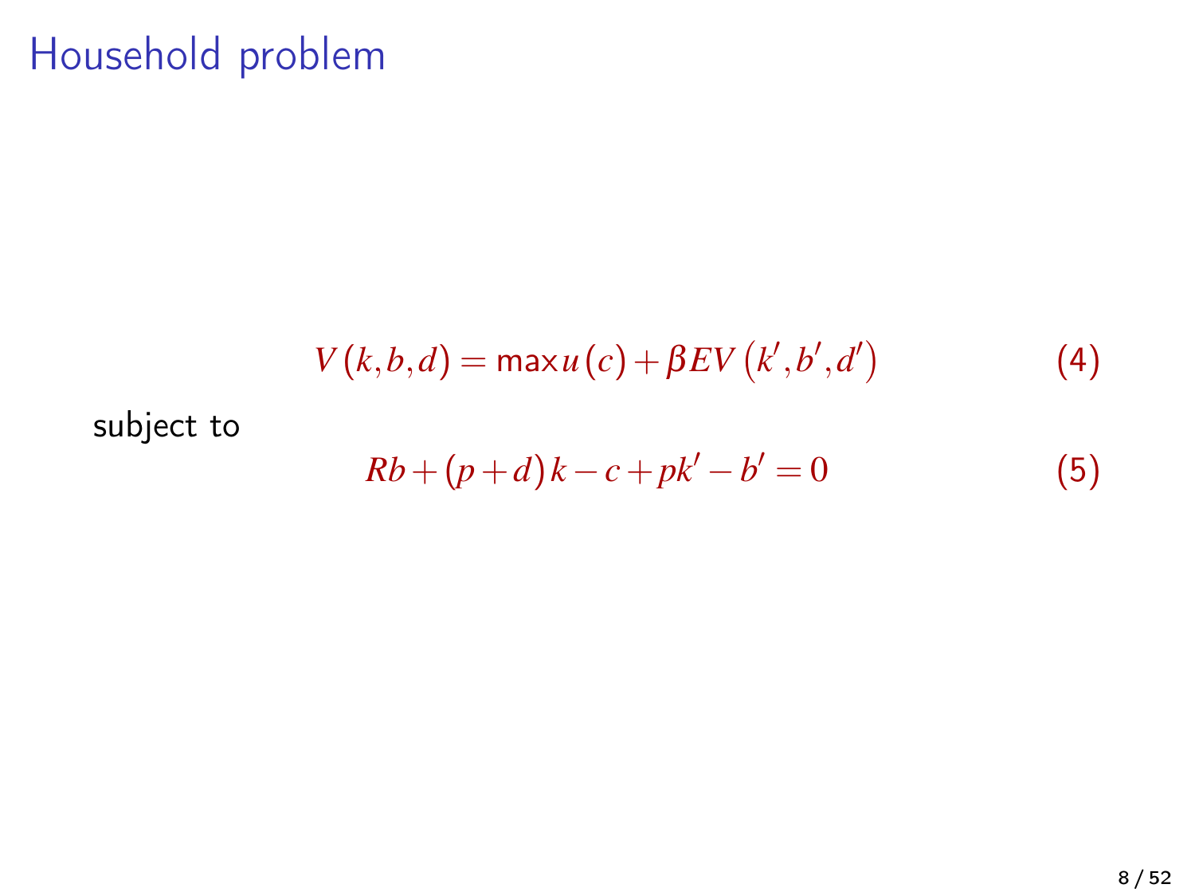# Household problem

$$V(k,b,d) = \max u(c) + \beta E V(k',b',d') \tag{4}$$

subject to

$$Rb + (p+d)k - c + pk' - b' = 0 \tag{5}$$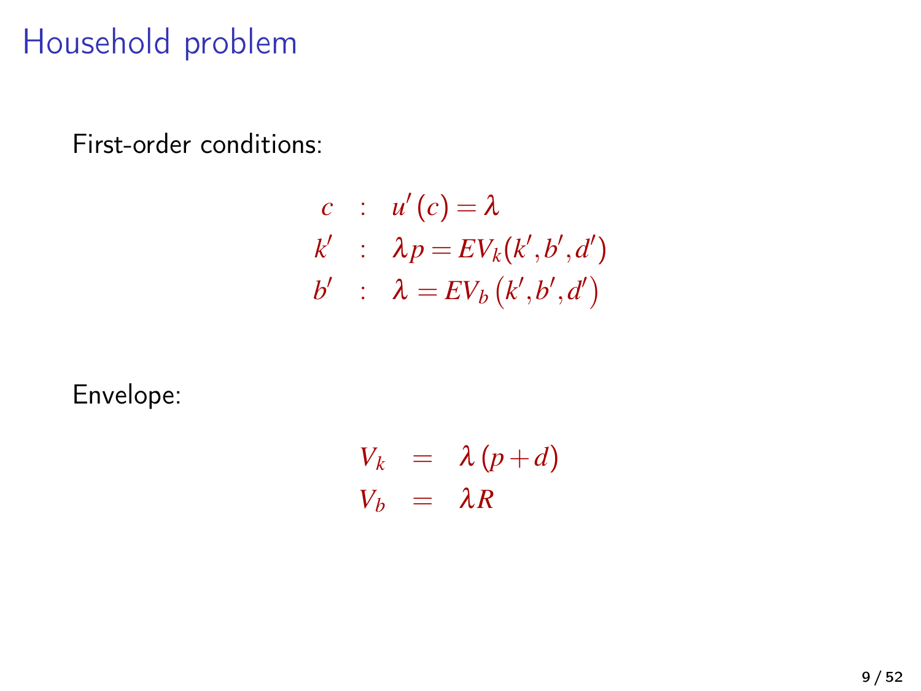# Household problem

First-order conditions:

$$
\begin{aligned}
c &: \quad u'(c) = \lambda \\
k' &: \quad \lambda p = EV_k(k', b', d') \\
b' &: \quad \lambda = EV_b(k', b', d')
\end{aligned}
$$

Envelope:

$$
\begin{aligned}
V_k &= \lambda (p + d) \\
V_b &= \lambda R
\end{aligned}
$$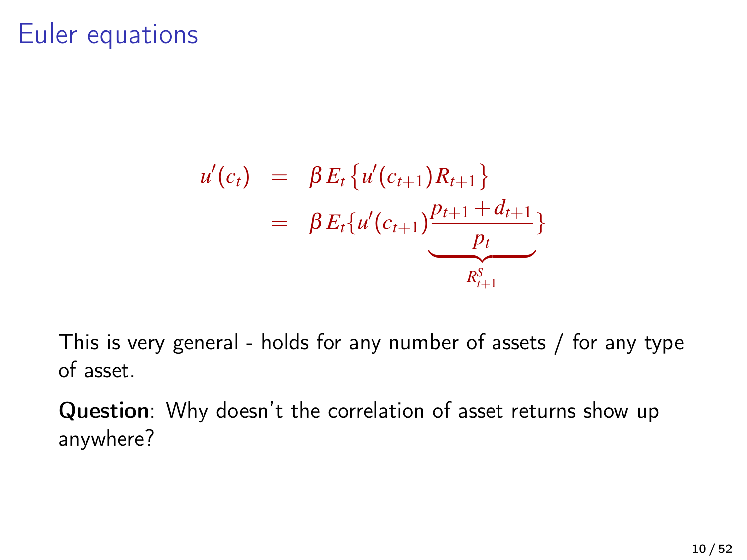# Euler equations

$$
\begin{aligned}
u'(c_t) &= \beta E_t \left\{ u'(c_{t+1}) R_{t+1} \right\} \\
&= \beta E_t \{ u'(c_{t+1}) \underbrace{\frac{p_{t+1} + d_{t+1}}{p_t}}_{R^S_{t+1}} \}
\end{aligned}
$$

This is very general - holds for any number of assets / for any type of asset.

**Question**: Why doesn't the correlation of asset returns show up anywhere?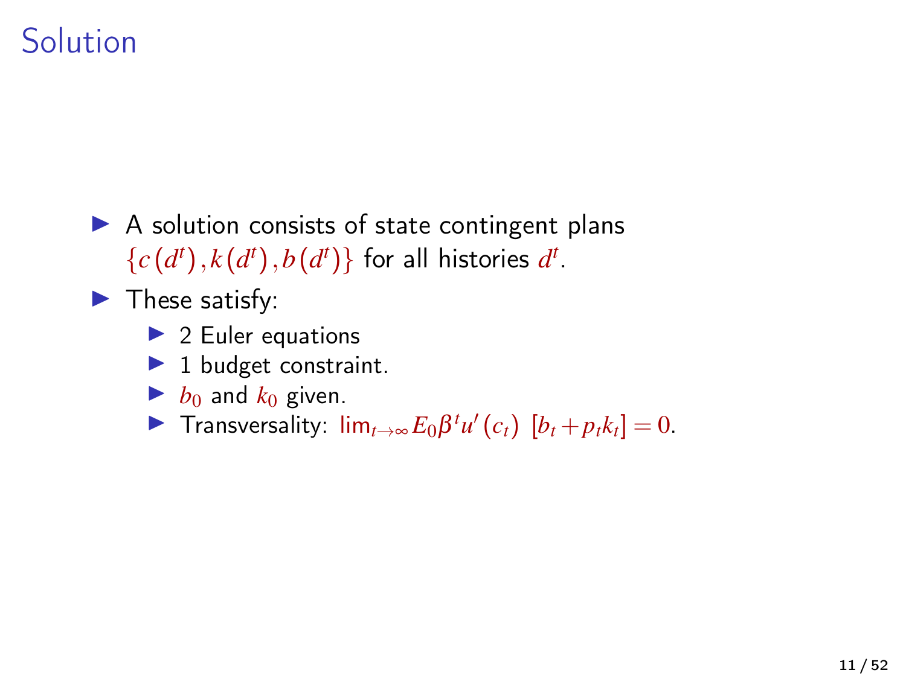# Solution

- A solution consists of state contingent plans $\{c(d^t), k(d^t), b(d^t)\}$ for all histories $d^t$.
- These satisfy:
  - 2 Euler equations
  - 1 budget constraint.
  - $b_0$ and $k_0$ given.
  - Transversality: $\lim_{t\to\infty} E_0 \beta^t u'(c_t)\ [b_t + p_t k_t] = 0$.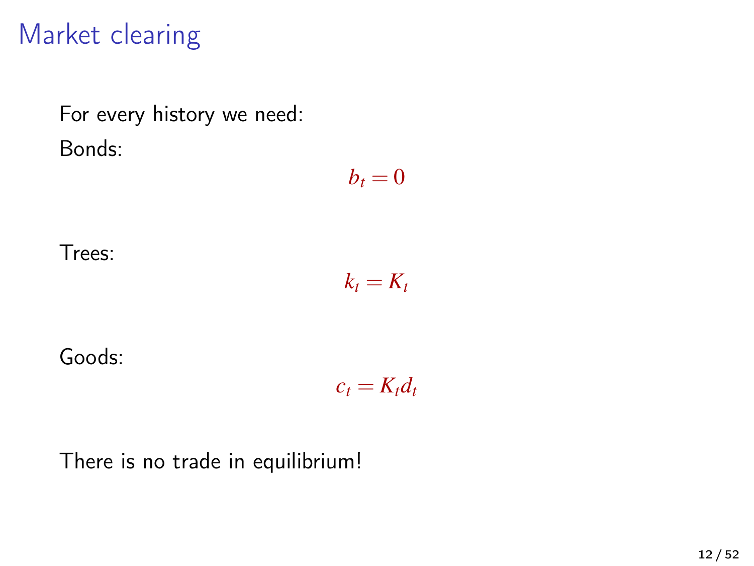# Market clearing

For every history we need:

Bonds:

$$b_t = 0$$

Trees:

$$k_t = K_t$$

Goods:

$$c_t = K_t d_t$$

There is no trade in equilibrium!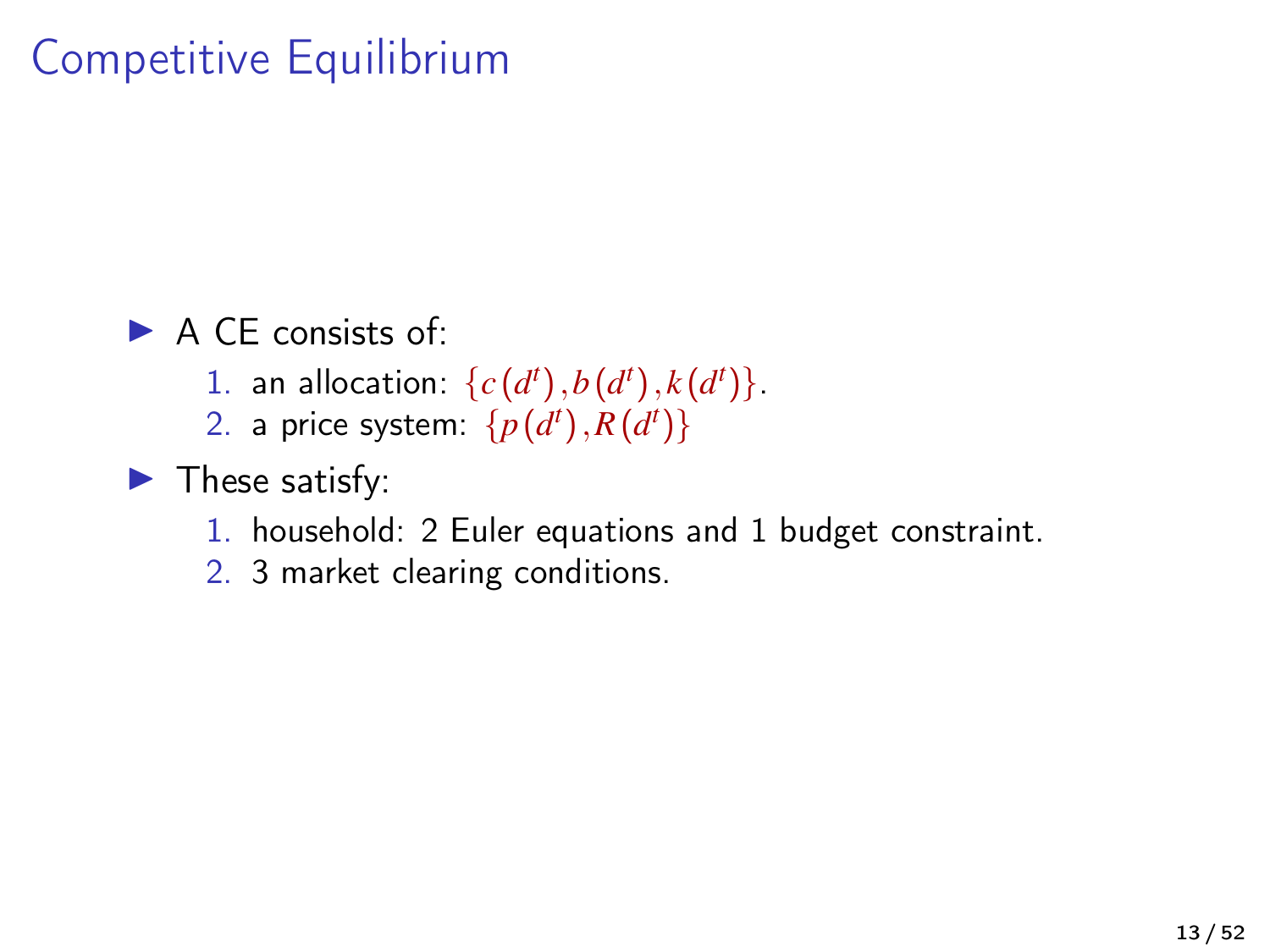# Competitive Equilibrium

- A CE consists of:
  1. an allocation: $\{c(d^t), b(d^t), k(d^t)\}$.
  2. a price system: $\{p(d^t), R(d^t)\}$
- These satisfy:
  1. household: 2 Euler equations and 1 budget constraint.
  2. 3 market clearing conditions.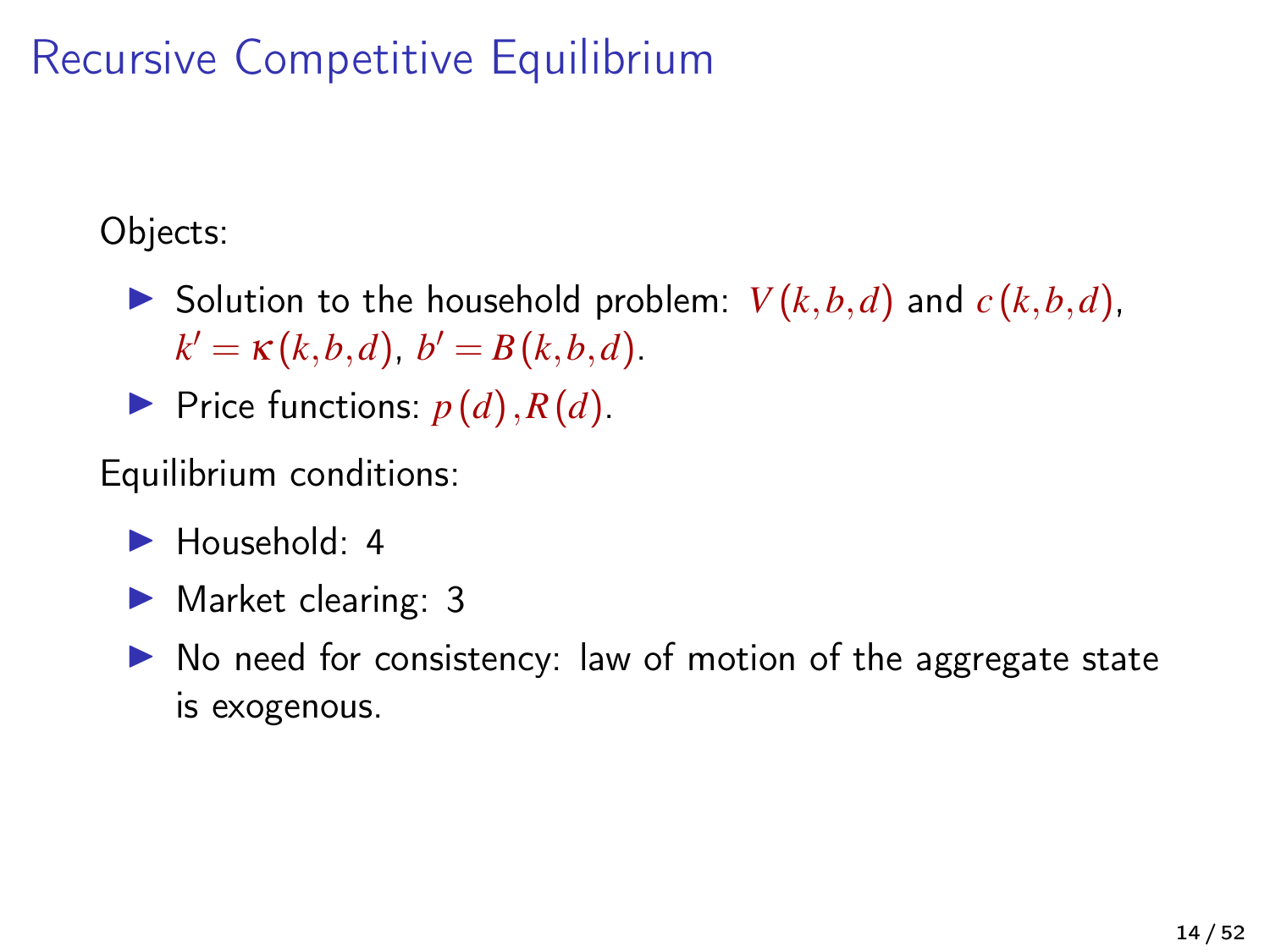# Recursive Competitive Equilibrium

Objects:

- Solution to the household problem: $V(k,b,d)$ and $c(k,b,d)$, $k' = \kappa(k,b,d)$, $b' = B(k,b,d)$.
- Price functions: $p(d), R(d)$.

Equilibrium conditions:

- Household: 4
- Market clearing: 3
- No need for consistency: law of motion of the aggregate state is exogenous.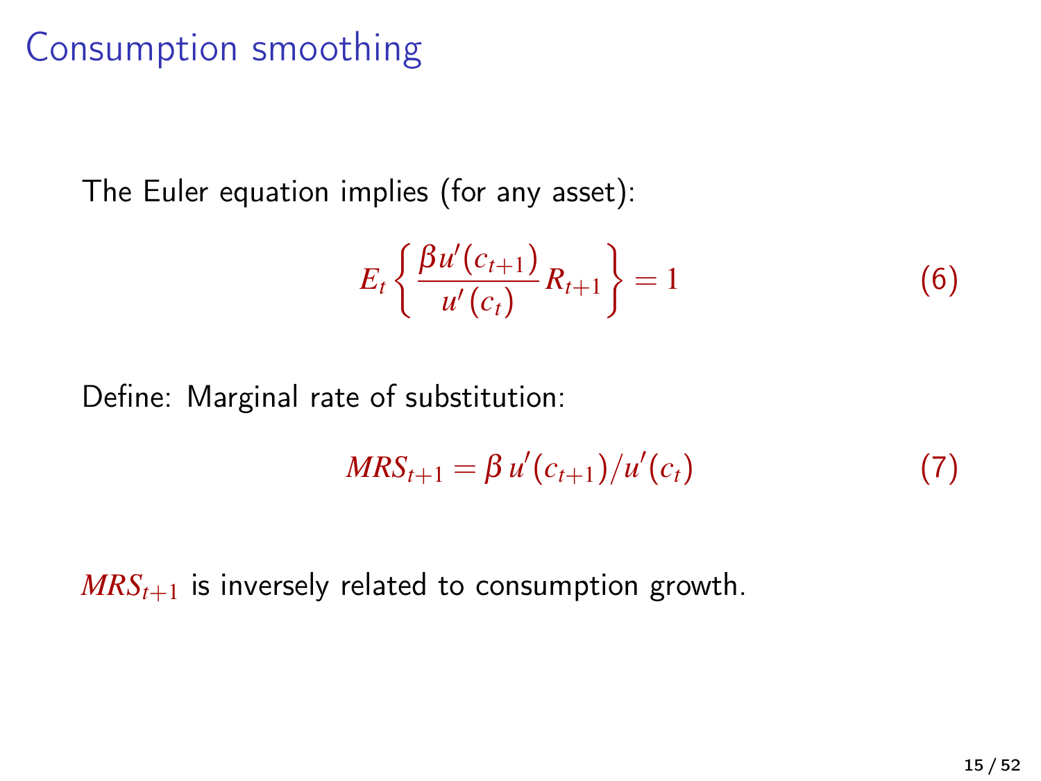# Consumption smoothing

The Euler equation implies (for any asset):

$$E_t \left\{ \frac{\beta u'(c_{t+1})}{u'(c_t)} R_{t+1} \right\} = 1 \tag{6}$$

Define: Marginal rate of substitution:

$$MRS_{t+1} = \beta \, u'(c_{t+1})/u'(c_t) \tag{7}$$

$MRS_{t+1}$ is inversely related to consumption growth.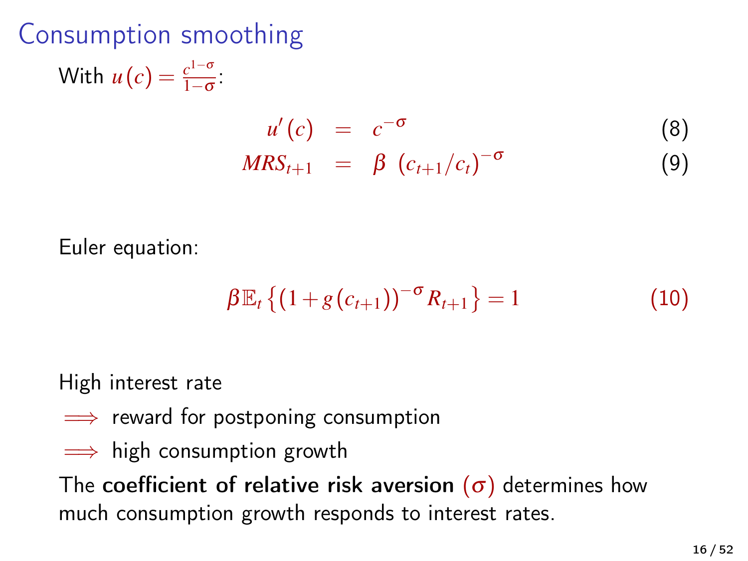# Consumption smoothing

With $u(c) = \frac{c^{1-\sigma}}{1-\sigma}$:

$$u'(c) = c^{-\sigma} \tag{8}$$

$$MRS_{t+1} = \beta \ (c_{t+1}/c_t)^{-\sigma} \tag{9}$$

Euler equation:

$$\beta \mathbb{E}_t \left\{ (1 + g(c_{t+1}))^{-\sigma} R_{t+1} \right\} = 1 \tag{10}$$

High interest rate

$\implies$ reward for postponing consumption

$\implies$ high consumption growth

The **coefficient of relative risk aversion** $(\sigma)$ determines how much consumption growth responds to interest rates.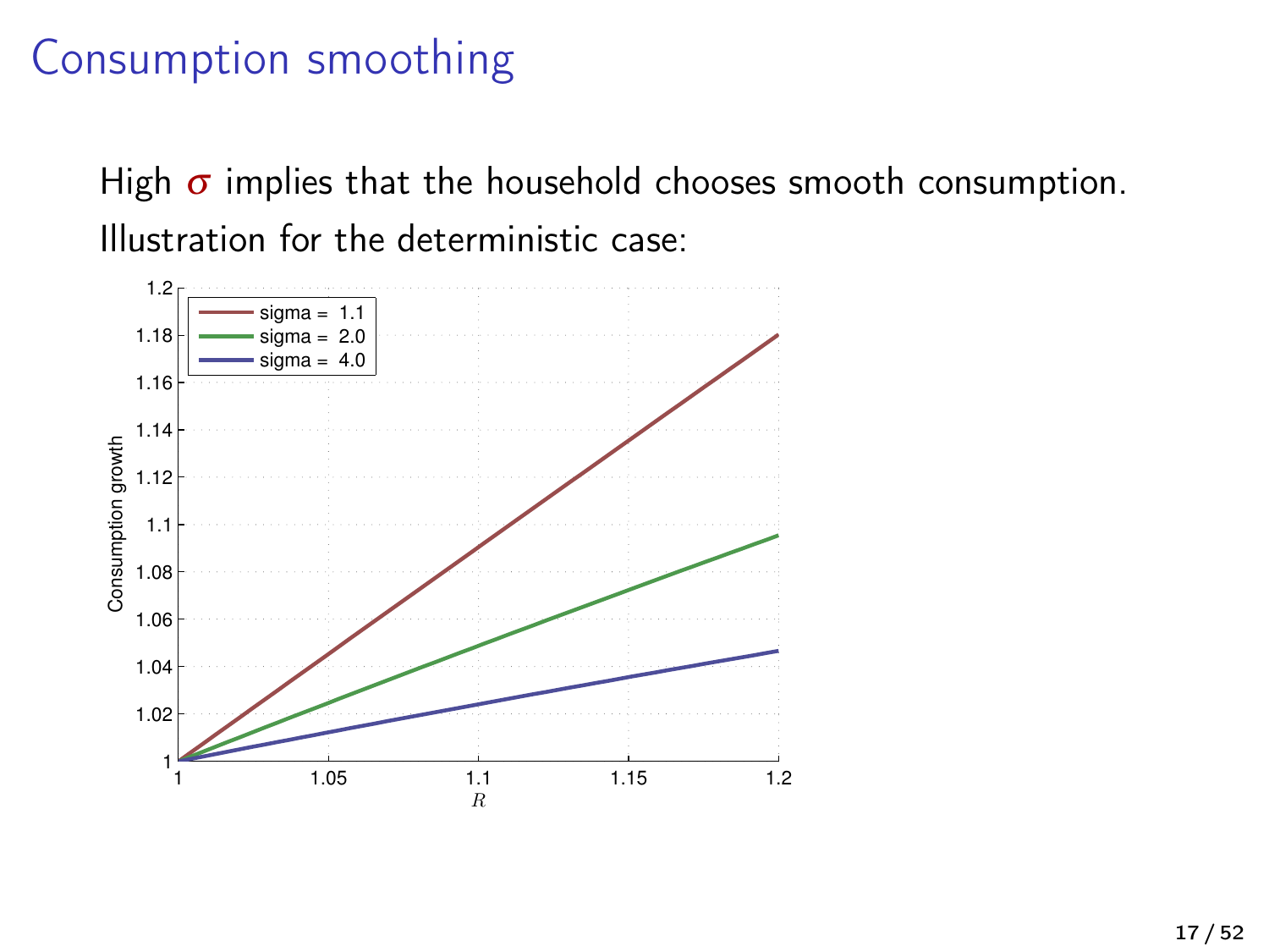# Consumption smoothing

High $\sigma$ implies that the household chooses smooth consumption.

Illustration for the deterministic case: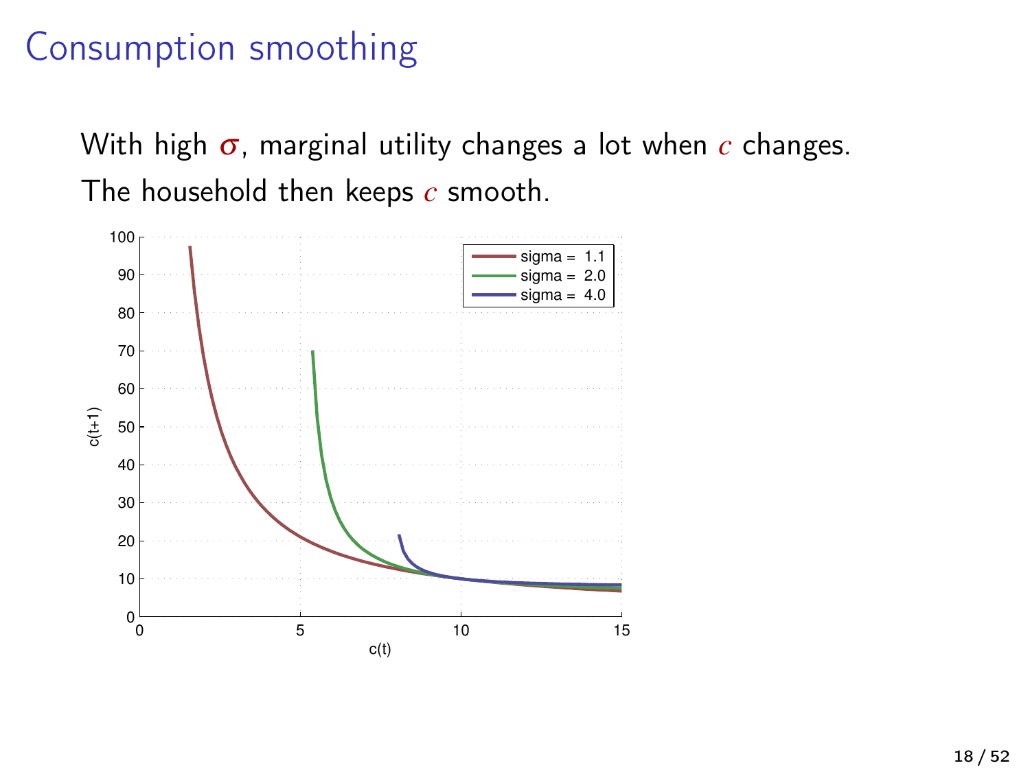# Consumption smoothing

With high $\sigma$, marginal utility changes a lot when $c$ changes.
The household then keeps $c$ smooth.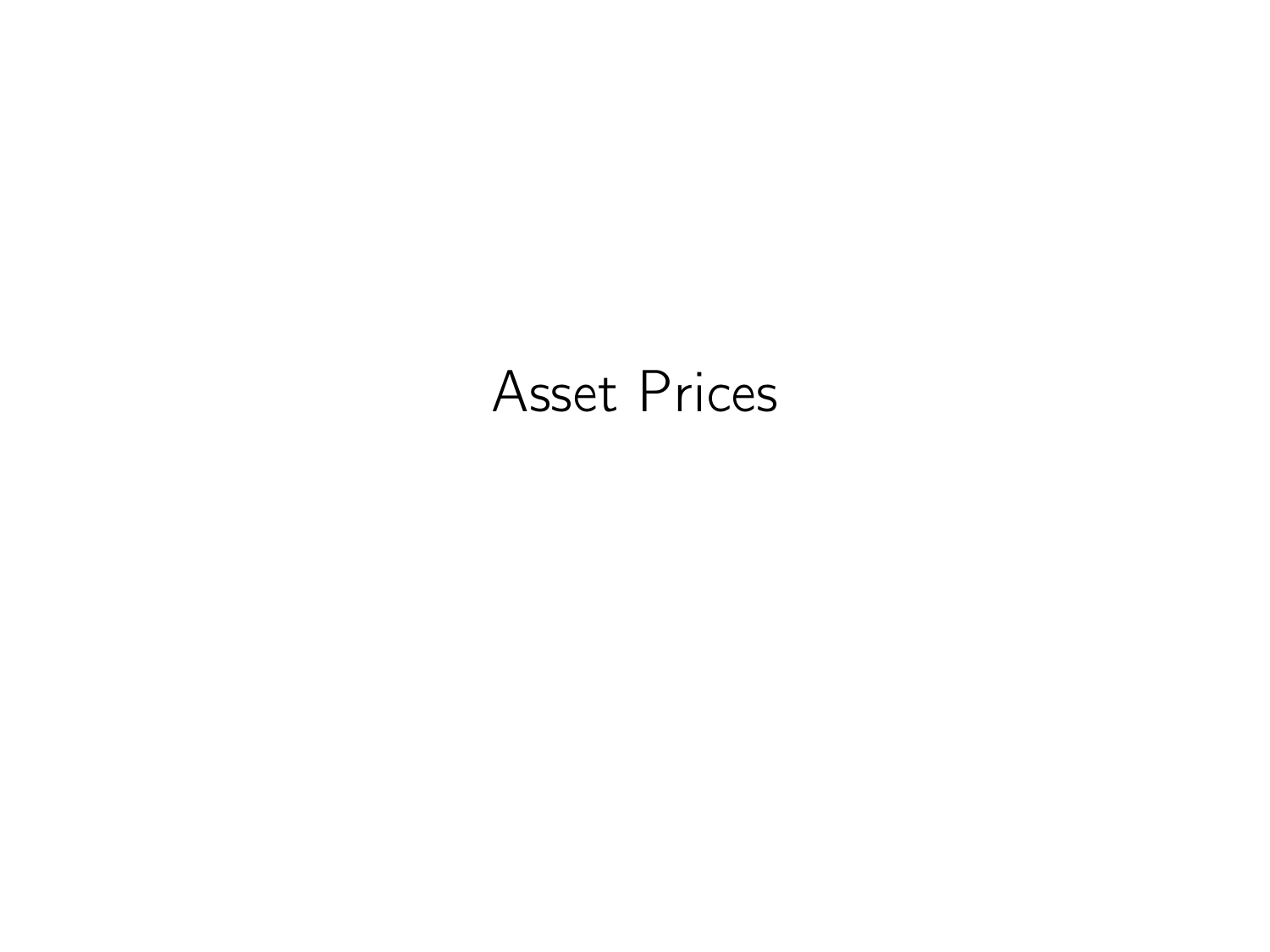# Asset Prices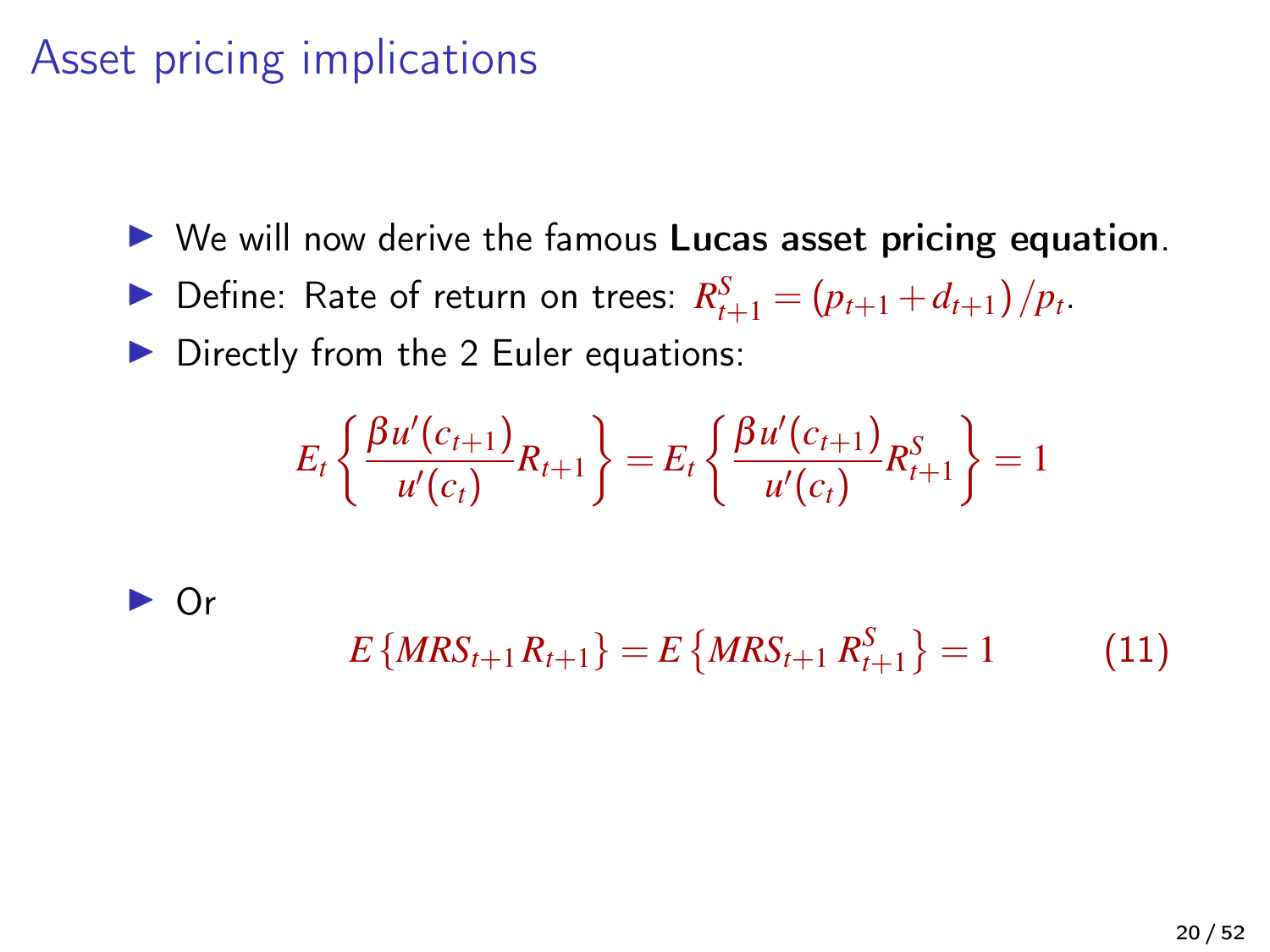# Asset pricing implications

- We will now derive the famous **Lucas asset pricing equation**.
- Define: Rate of return on trees: $R^S_{t+1} = (p_{t+1} + d_{t+1})/p_t$.
- Directly from the 2 Euler equations:

$$E_t \left\{ \frac{\beta u'(c_{t+1})}{u'(c_t)} R_{t+1} \right\} = E_t \left\{ \frac{\beta u'(c_{t+1})}{u'(c_t)} R^S_{t+1} \right\} = 1$$

- Or

$$E\left\{MRS_{t+1} R_{t+1}\right\} = E\left\{MRS_{t+1} \, R^S_{t+1}\right\} = 1 \qquad (11)$$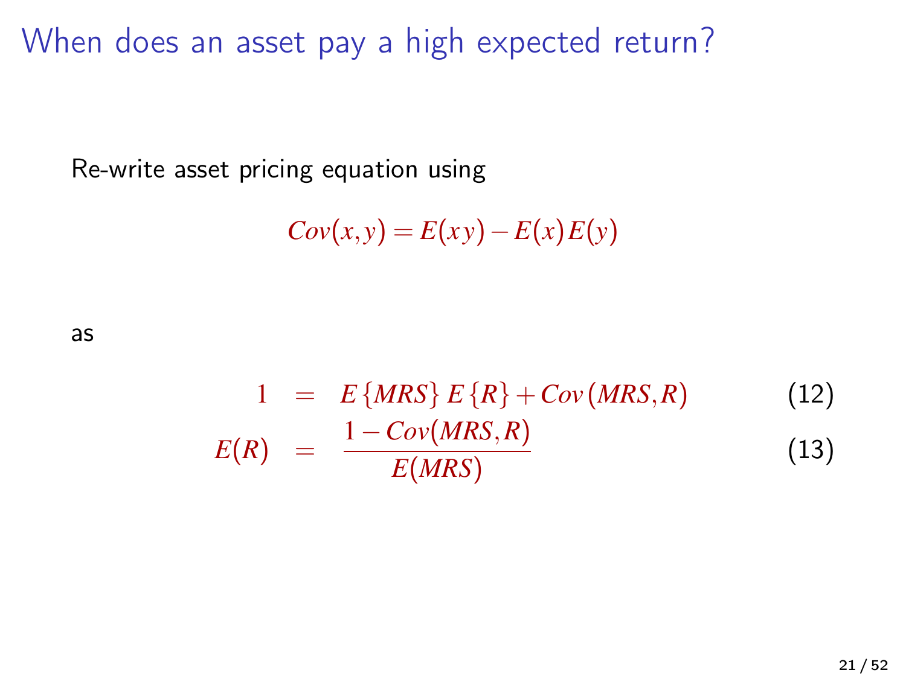# When does an asset pay a high expected return?

Re-write asset pricing equation using

$$Cov(x,y) = E(xy) - E(x)E(y)$$

as

$$1 = E\{MRS\}\, E\{R\} + Cov(MRS, R) \tag{12}$$

$$E(R) = \frac{1 - Cov(MRS, R)}{E(MRS)} \tag{13}$$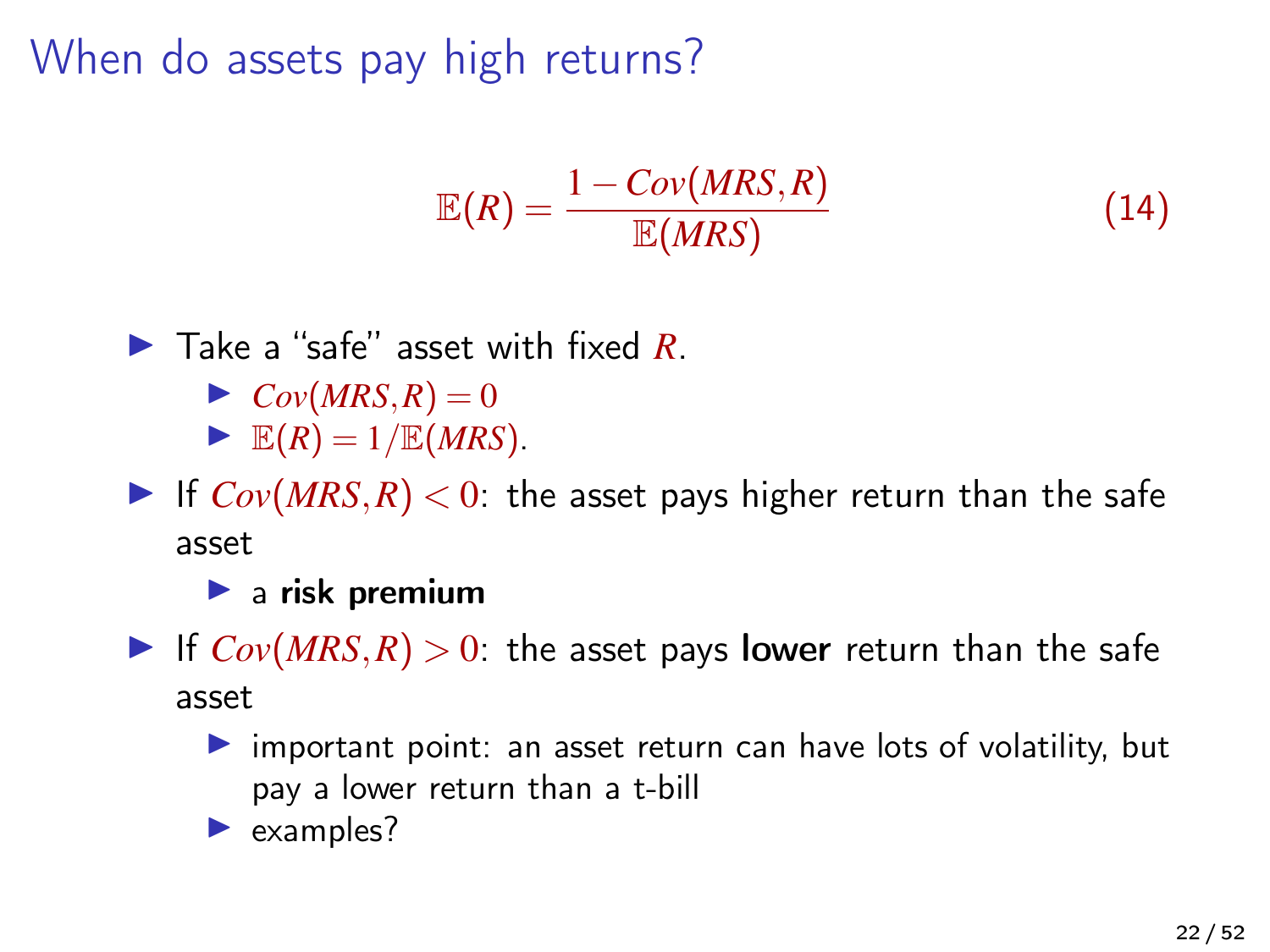# When do assets pay high returns?

$$\mathbb{E}(R) = \frac{1 - Cov(MRS, R)}{\mathbb{E}(MRS)} \tag{14}$$

- Take a "safe" asset with fixed $R$.
  - $Cov(MRS, R) = 0$
  - $\mathbb{E}(R) = 1/\mathbb{E}(MRS)$.
- If $Cov(MRS, R) < 0$: the asset pays higher return than the safe asset
  - a **risk premium**
- If $Cov(MRS, R) > 0$: the asset pays **lower** return than the safe asset
  - important point: an asset return can have lots of volatility, but pay a lower return than a t-bill
  - examples?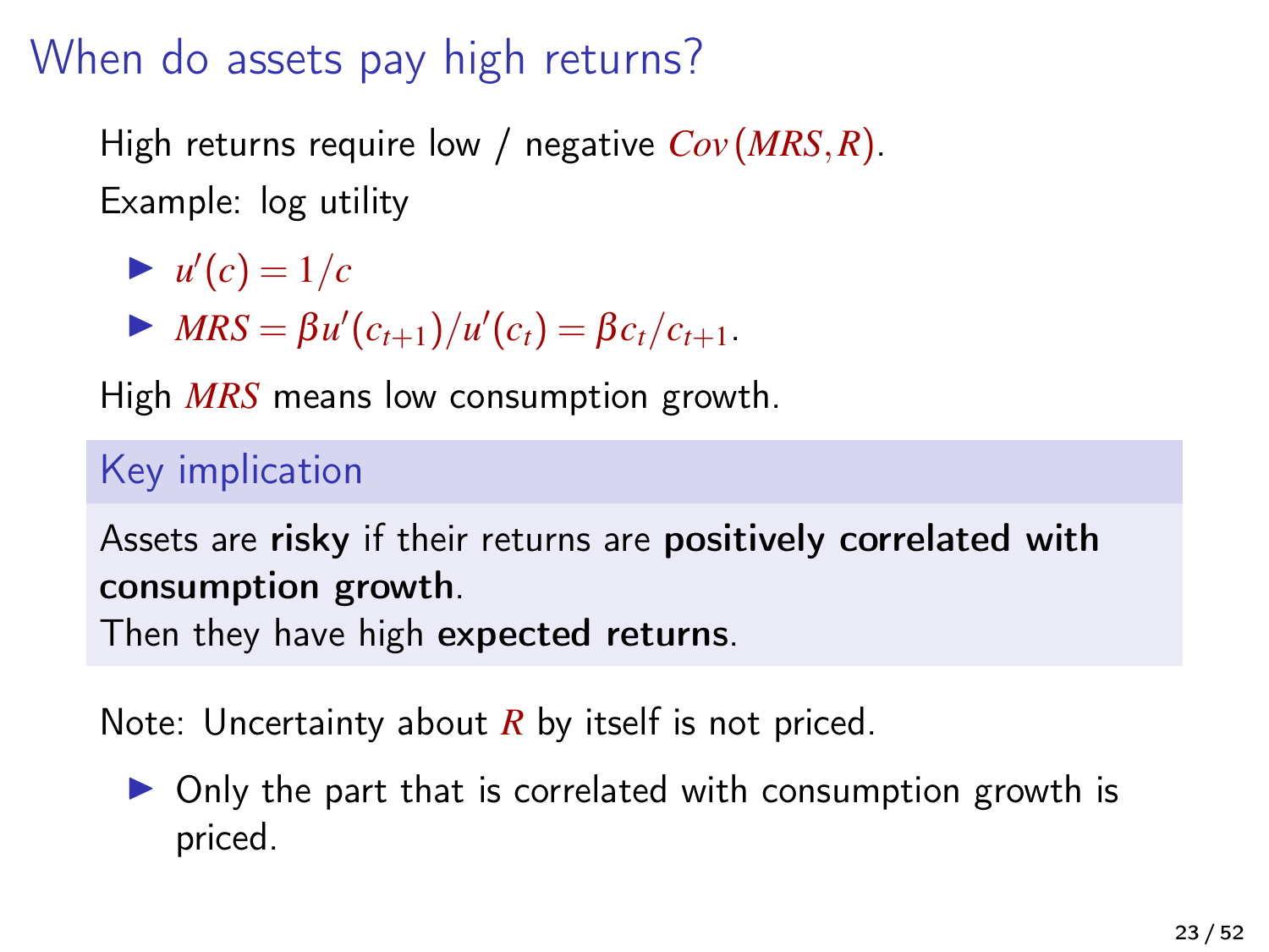# When do assets pay high returns?

High returns require low / negative $Cov(MRS, R)$.

Example: log utility

- $u'(c) = 1/c$
- $MRS = \beta u'(c_{t+1})/u'(c_t) = \beta c_t / c_{t+1}$.

High $MRS$ means low consumption growth.

## Key implication

Assets are **risky** if their returns are **positively correlated with consumption growth**.
Then they have high **expected returns**.

Note: Uncertainty about $R$ by itself is not priced.

- Only the part that is correlated with consumption growth is priced.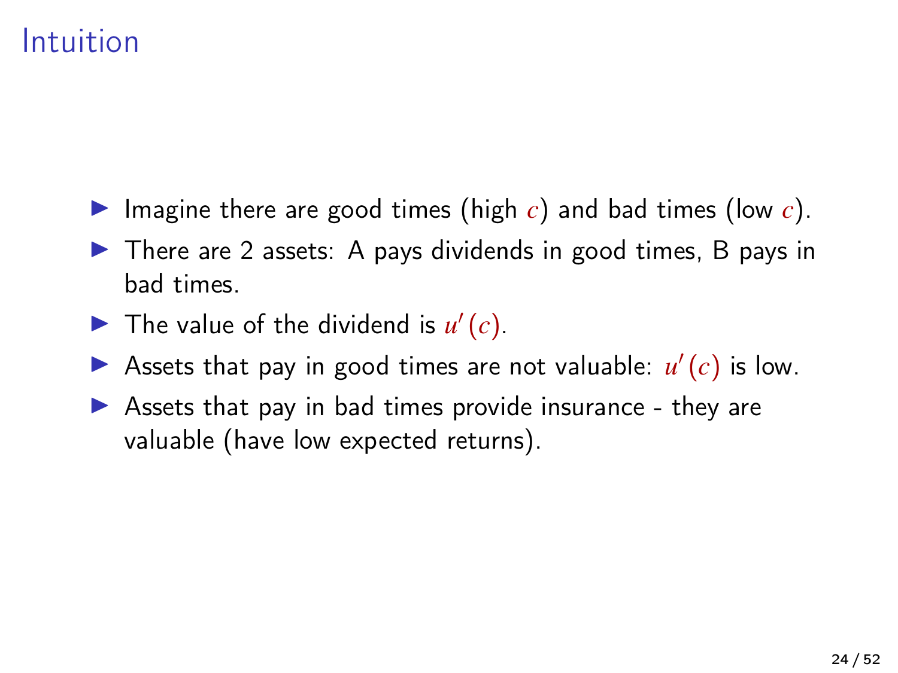# Intuition

- Imagine there are good times (high $c$) and bad times (low $c$).
- There are 2 assets: A pays dividends in good times, B pays in bad times.
- The value of the dividend is $u'(c)$.
- Assets that pay in good times are not valuable: $u'(c)$ is low.
- Assets that pay in bad times provide insurance - they are valuable (have low expected returns).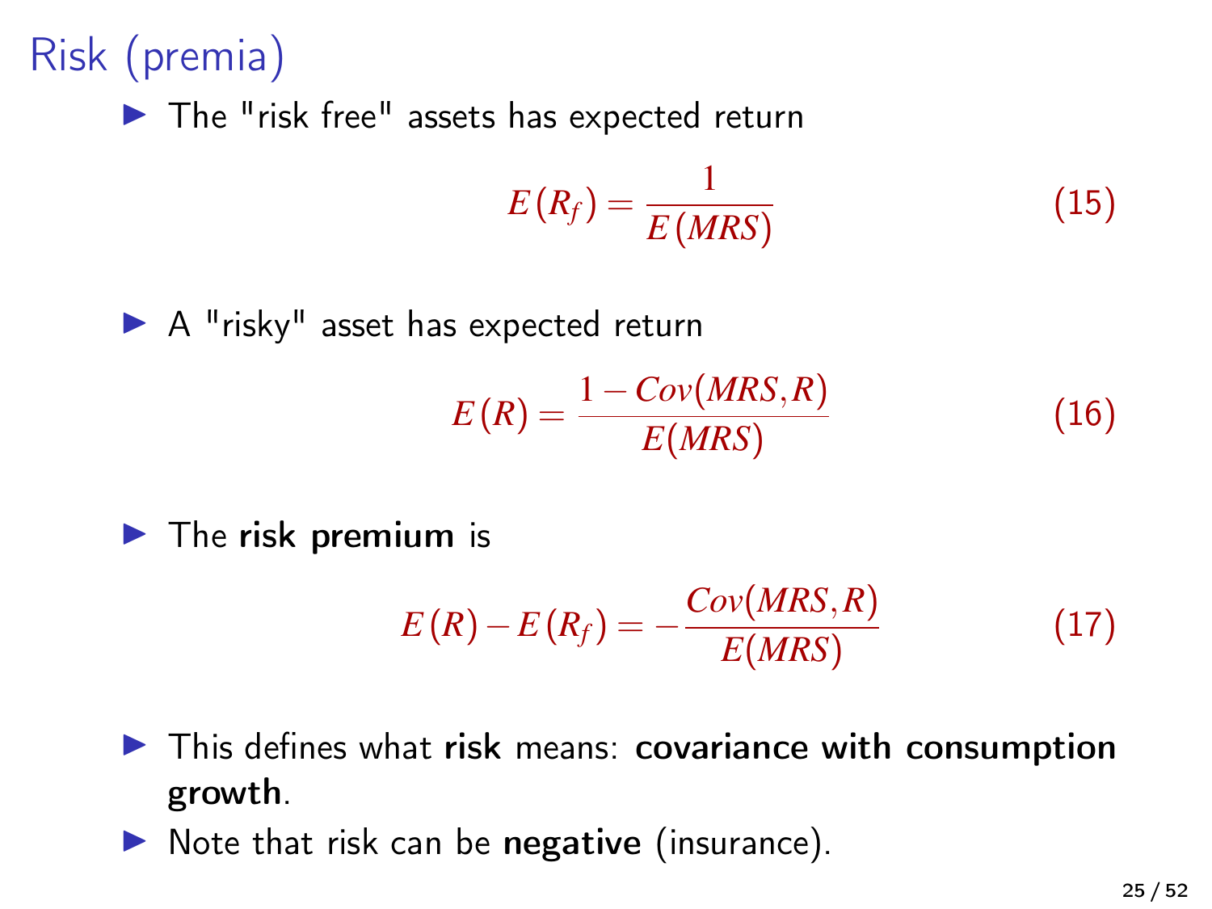# Risk (premia)

- The "risk free" assets has expected return

$$E(R_f) = \frac{1}{E(MRS)} \tag{15}$$

- A "risky" asset has expected return

$$E(R) = \frac{1 - Cov(MRS, R)}{E(MRS)} \tag{16}$$

- The **risk premium** is

$$E(R) - E(R_f) = -\frac{Cov(MRS, R)}{E(MRS)} \tag{17}$$

- This defines what **risk** means: **covariance with consumption growth**.
- Note that risk can be **negative** (insurance).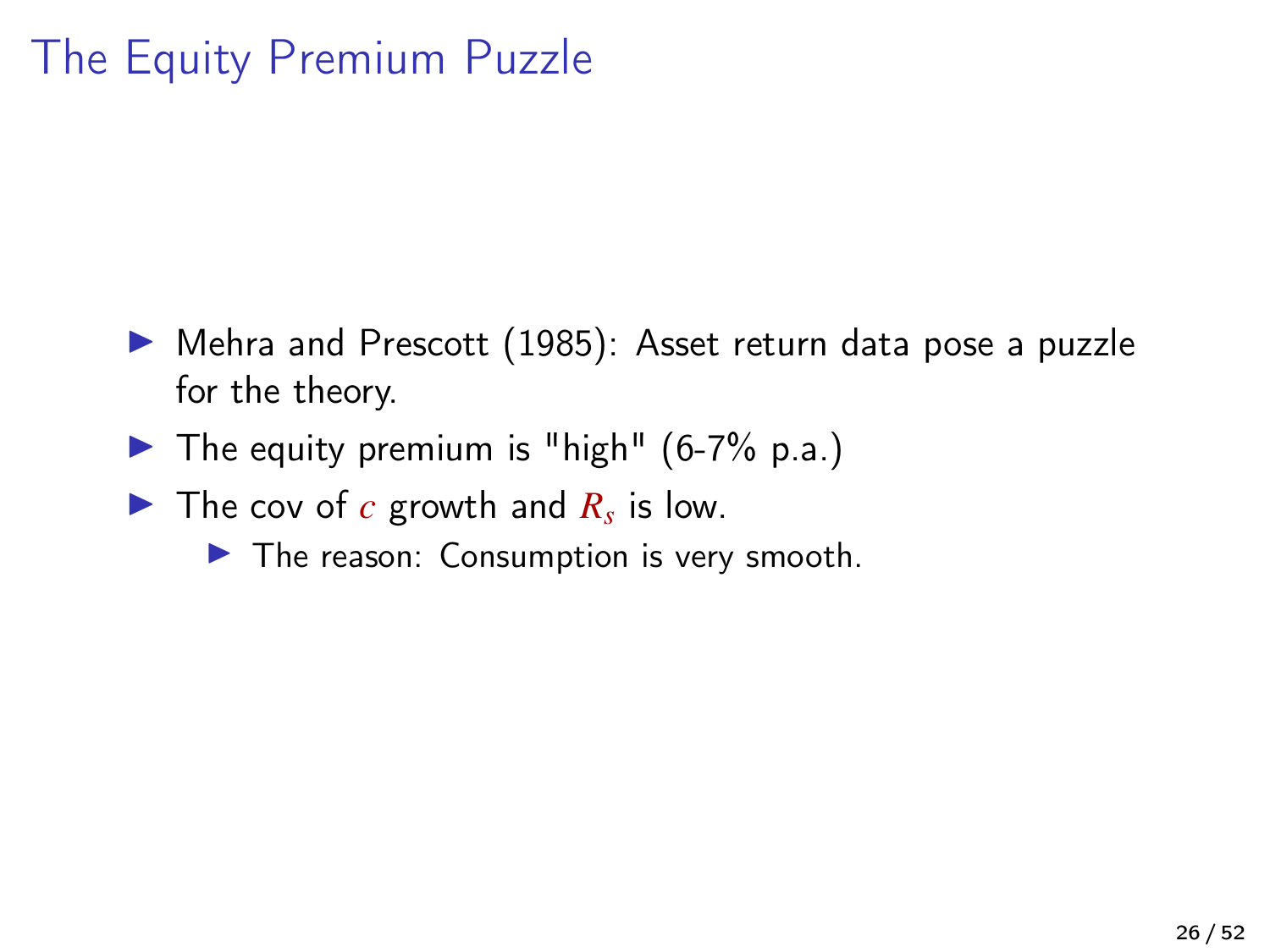# The Equity Premium Puzzle

- Mehra and Prescott (1985): Asset return data pose a puzzle for the theory.
- The equity premium is "high" (6-7% p.a.)
- The cov of $c$ growth and $R_s$ is low.
  - The reason: Consumption is very smooth.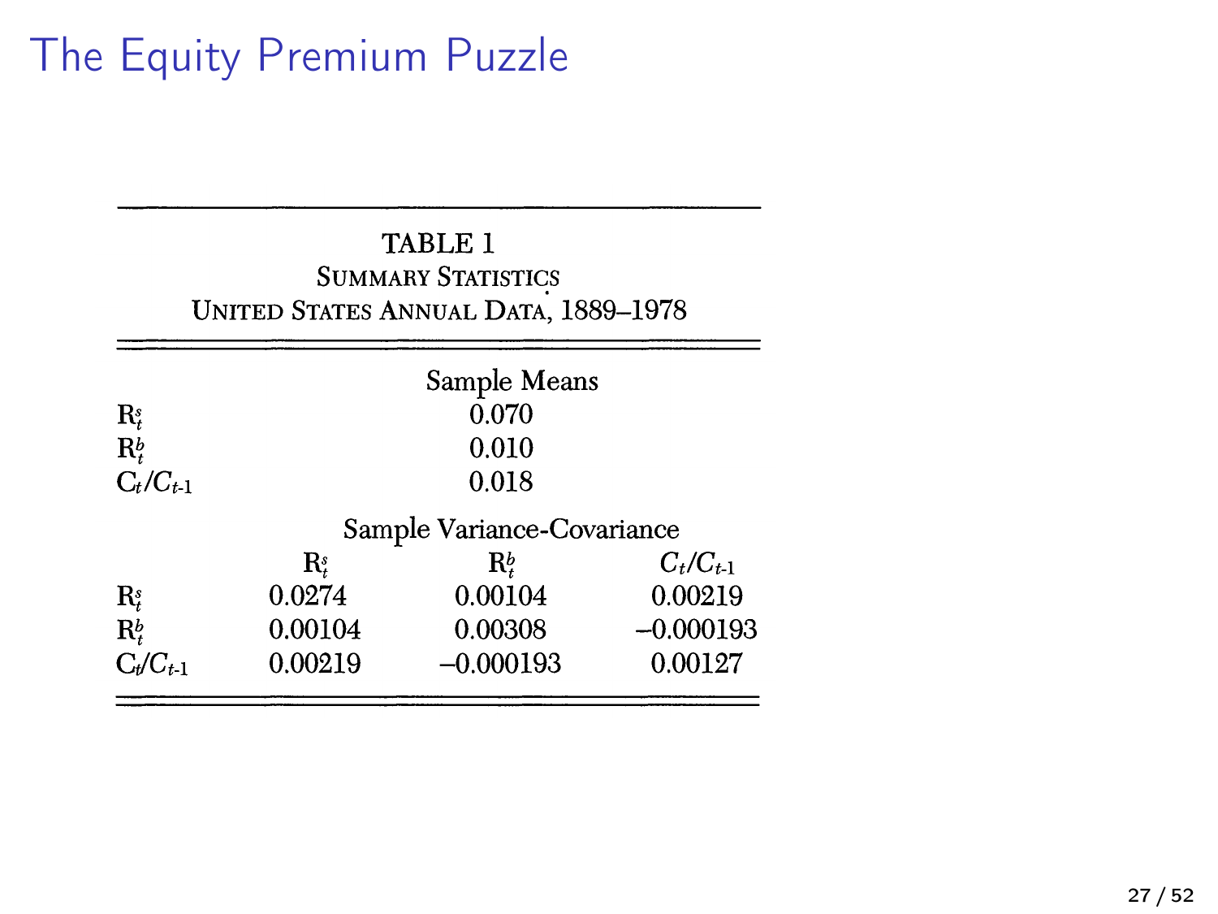# The Equity Premium Puzzle

TABLE 1
SUMMARY STATISTICS
UNITED STATES ANNUAL DATA, 1889–1978

| | Sample Means | | |
|---|---|---|---|
| $R_t^s$ | 0.070 | | |
| $R_t^b$ | 0.010 | | |
| $C_t/C_{t-1}$ | 0.018 | | |
| | **Sample Variance-Covariance** | | |
| | $R_t^s$ | $R_t^b$ | $C_t/C_{t-1}$ |
| $R_t^s$ | 0.0274 | 0.00104 | 0.00219 |
| $R_t^b$ | 0.00104 | 0.00308 | −0.000193 |
| $C_t/C_{t-1}$ | 0.00219 | −0.000193 | 0.00127 |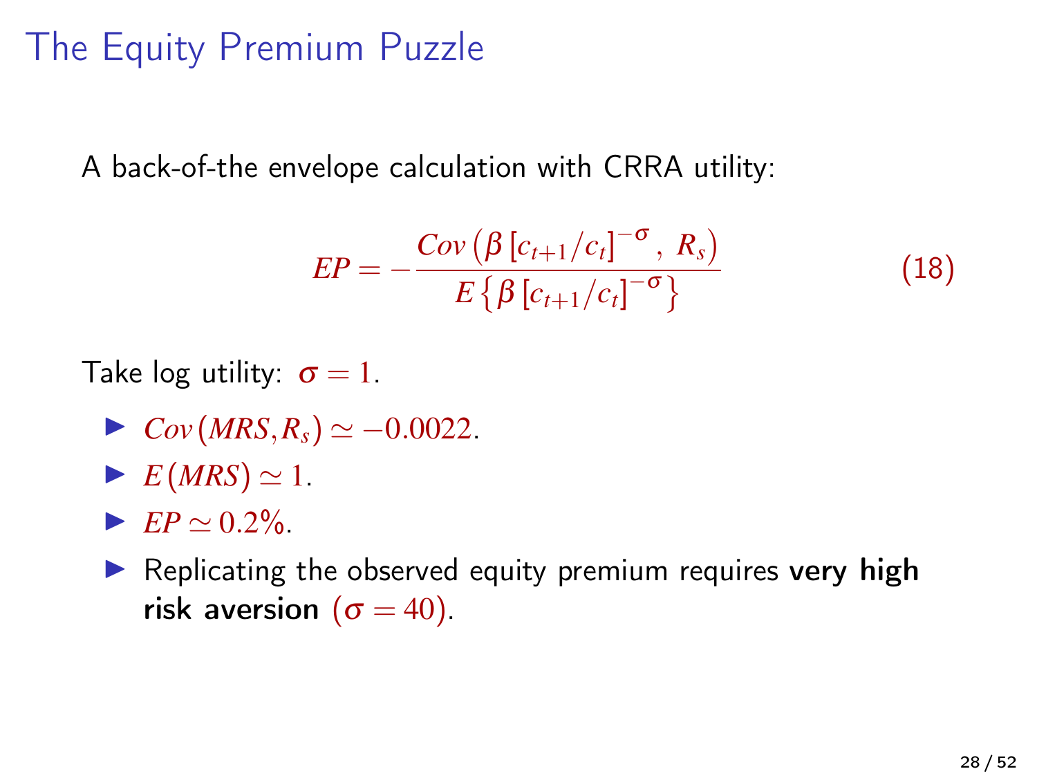# The Equity Premium Puzzle

A back-of-the envelope calculation with CRRA utility:

$$EP = -\frac{Cov\left(\beta\left[c_{t+1}/c_t\right]^{-\sigma},\ R_s\right)}{E\left\{\beta\left[c_{t+1}/c_t\right]^{-\sigma}\right\}} \tag{18}$$

Take log utility: $\sigma = 1$.

- $Cov(MRS, R_s) \simeq -0.0022$.
- $E(MRS) \simeq 1$.
- $EP \simeq 0.2\%$.
- Replicating the observed equity premium requires **very high risk aversion** $(\sigma = 40)$.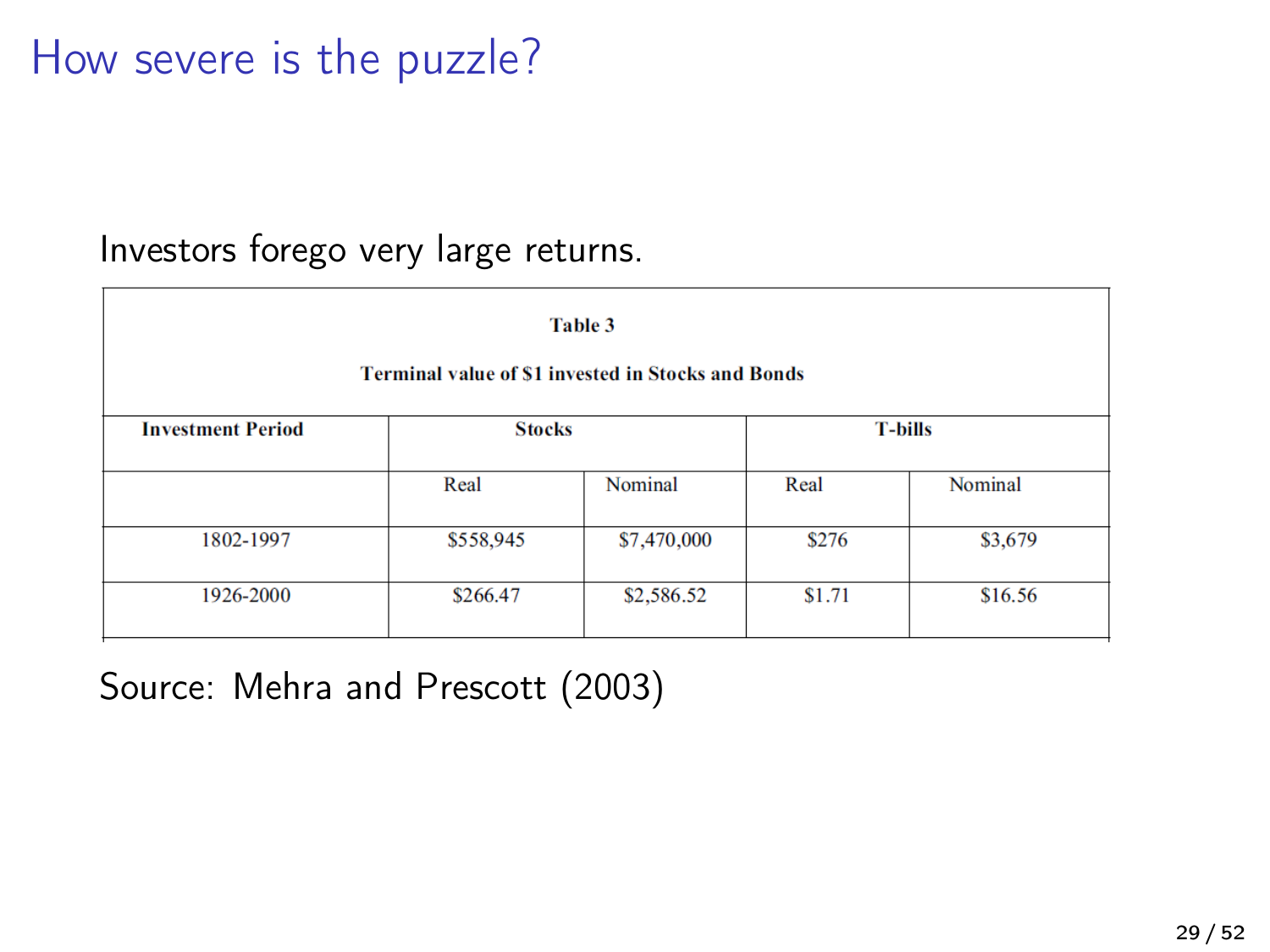# How severe is the puzzle?

Investors forego very large returns.

**Table 3**

**Terminal value of $1 invested in Stocks and Bonds**

| **Investment Period** | **Stocks** | | **T-bills** | |
|---|---|---|---|---|
| | Real | Nominal | Real | Nominal |
| 1802-1997 | $558,945 | $7,470,000 | $276 | $3,679 |
| 1926-2000 | $266.47 | $2,586.52 | $1.71 | $16.56 |

Source: Mehra and Prescott (2003)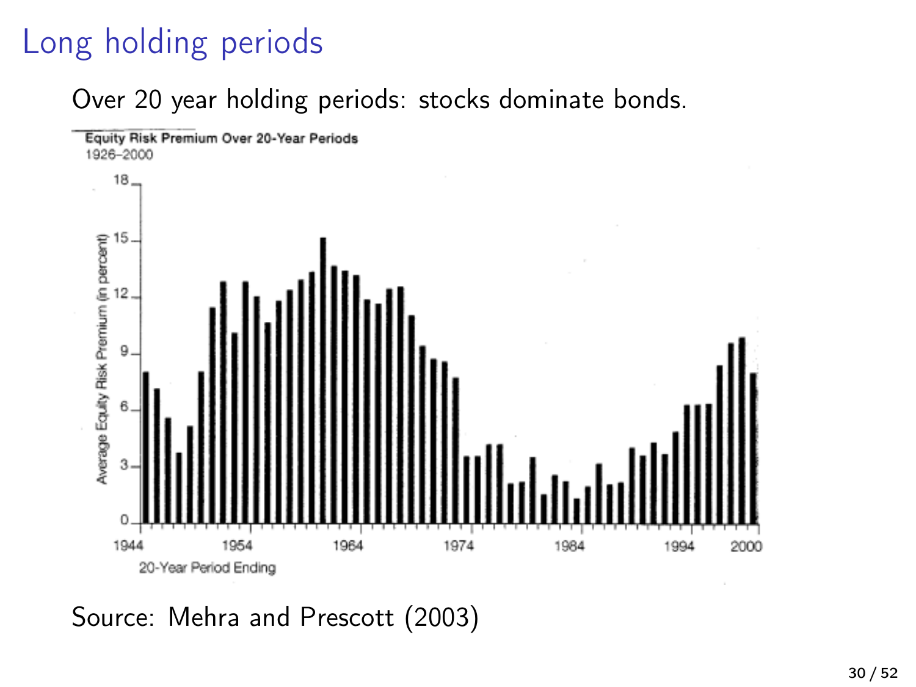# Long holding periods

Over 20 year holding periods: stocks dominate bonds.

Equity Risk Premium Over 20-Year Periods
1926–2000

Source: Mehra and Prescott (2003)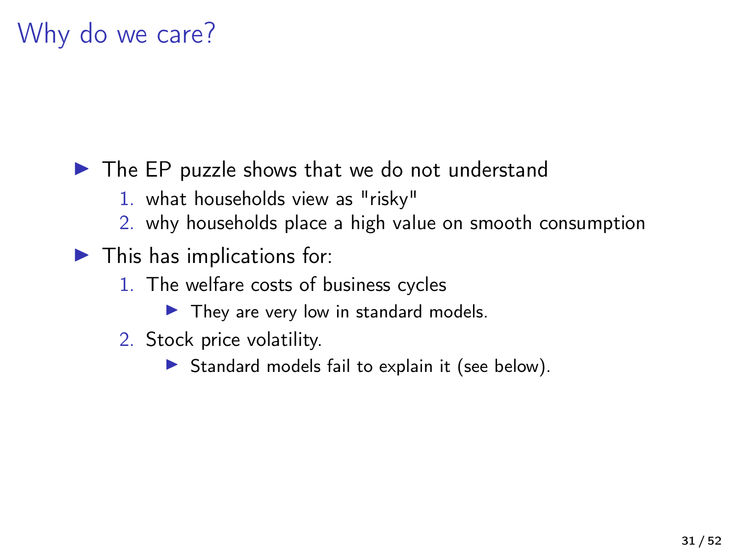# Why do we care?

- The EP puzzle shows that we do not understand
  1. what households view as "risky"
  2. why households place a high value on smooth consumption
- This has implications for:
  1. The welfare costs of business cycles
     - They are very low in standard models.
  2. Stock price volatility.
     - Standard models fail to explain it (see below).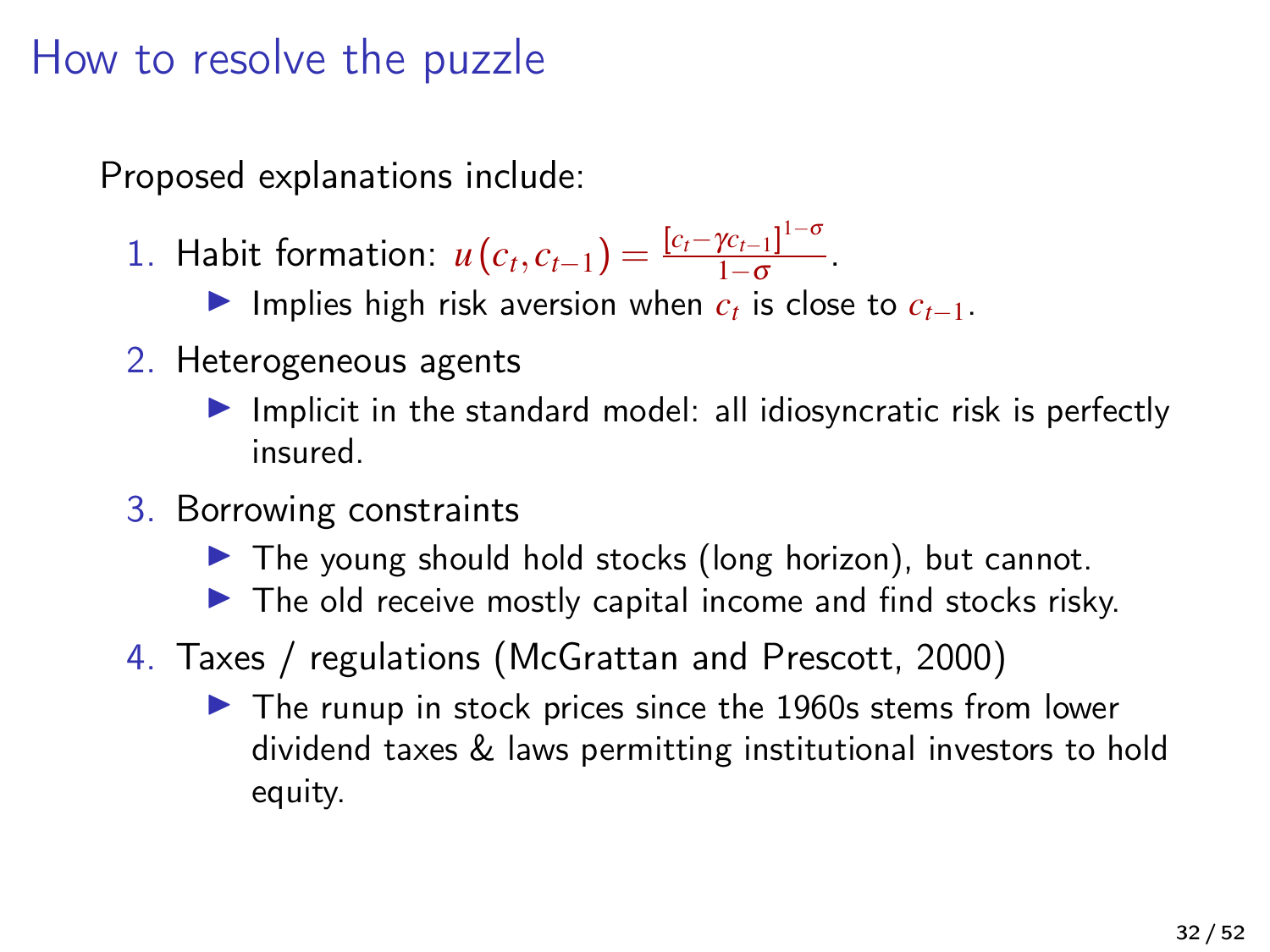# How to resolve the puzzle

Proposed explanations include:

1. Habit formation: $u(c_t, c_{t-1}) = \frac{[c_t - \gamma c_{t-1}]^{1-\sigma}}{1-\sigma}$.
   - Implies high risk aversion when $c_t$ is close to $c_{t-1}$.
2. Heterogeneous agents
   - Implicit in the standard model: all idiosyncratic risk is perfectly insured.
3. Borrowing constraints
   - The young should hold stocks (long horizon), but cannot.
   - The old receive mostly capital income and find stocks risky.
4. Taxes / regulations (McGrattan and Prescott, 2000)
   - The runup in stock prices since the 1960s stems from lower dividend taxes & laws permitting institutional investors to hold equity.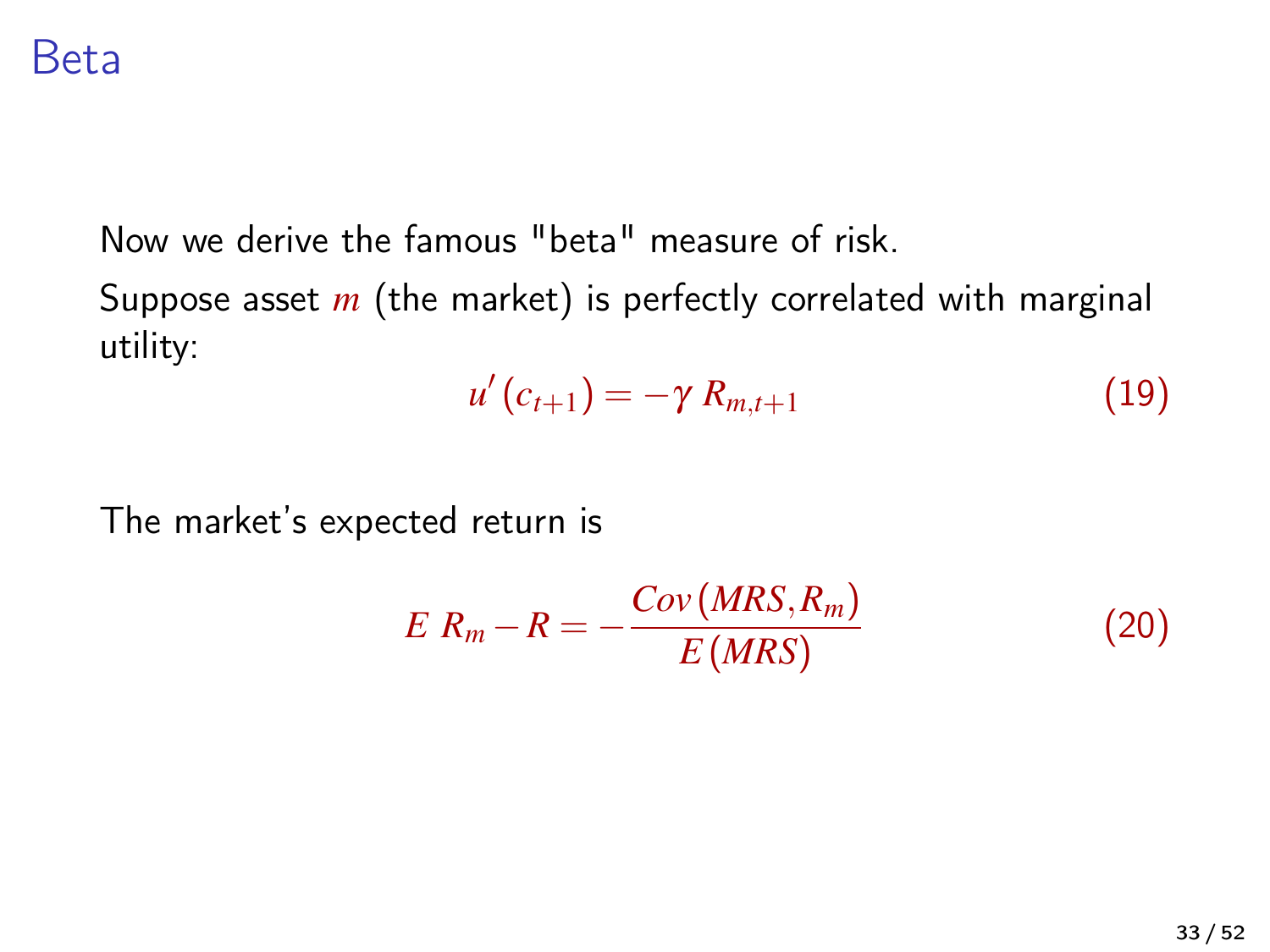# Beta

Now we derive the famous "beta" measure of risk.

Suppose asset $m$ (the market) is perfectly correlated with marginal utility:

$$u'(c_{t+1}) = -\gamma \, R_{m,t+1} \tag{19}$$

The market's expected return is

$$E \; R_m - R = -\frac{Cov(MRS, R_m)}{E(MRS)} \tag{20}$$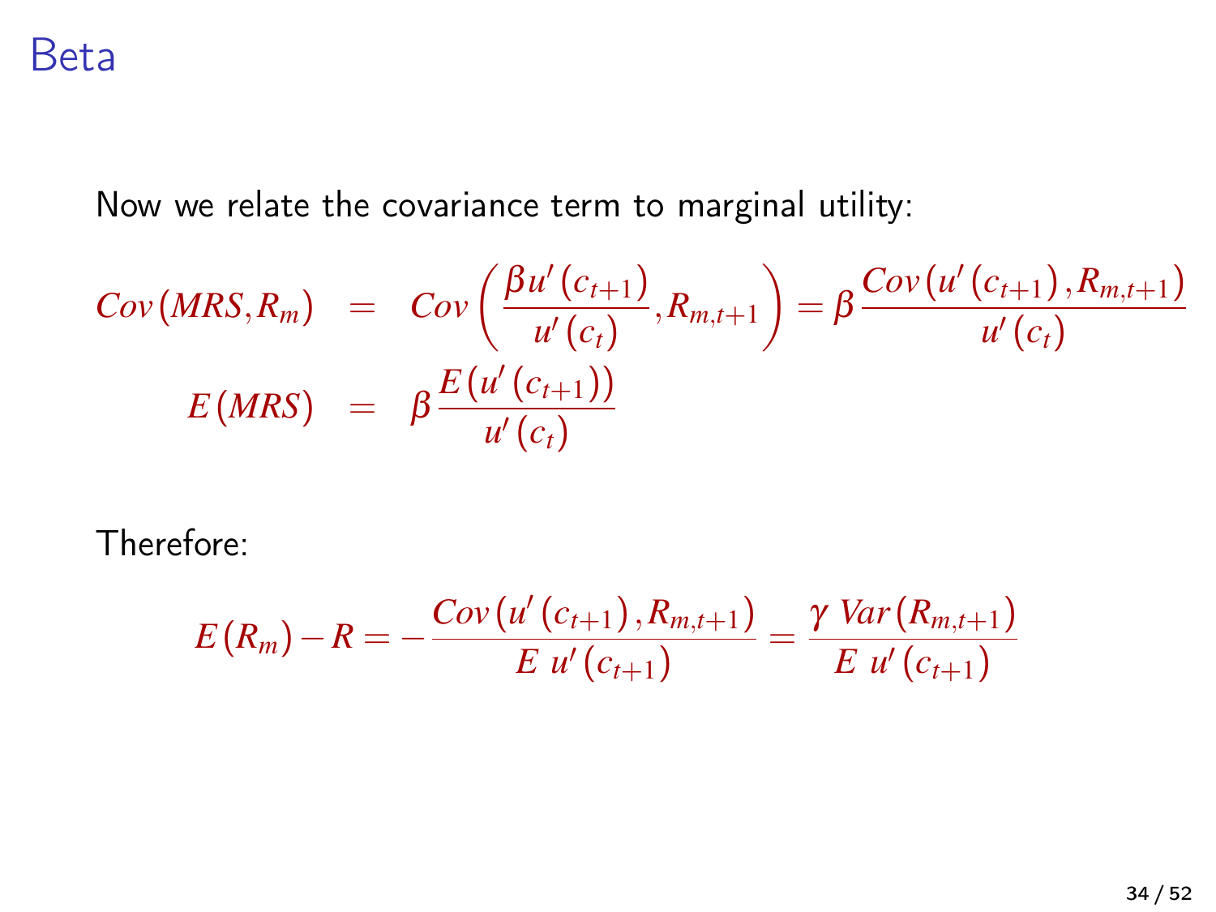# Beta

Now we relate the covariance term to marginal utility:

$$
\begin{aligned}
Cov(MRS, R_m) &= Cov\left(\frac{\beta u'(c_{t+1})}{u'(c_t)}, R_{m,t+1}\right) = \beta \frac{Cov(u'(c_{t+1}), R_{m,t+1})}{u'(c_t)} \\
E(MRS) &= \beta \frac{E(u'(c_{t+1}))}{u'(c_t)}
\end{aligned}
$$

Therefore:

$$
E(R_m) - R = -\frac{Cov(u'(c_{t+1}), R_{m,t+1})}{E\ u'(c_{t+1})} = \frac{\gamma\ Var(R_{m,t+1})}{E\ u'(c_{t+1})}
$$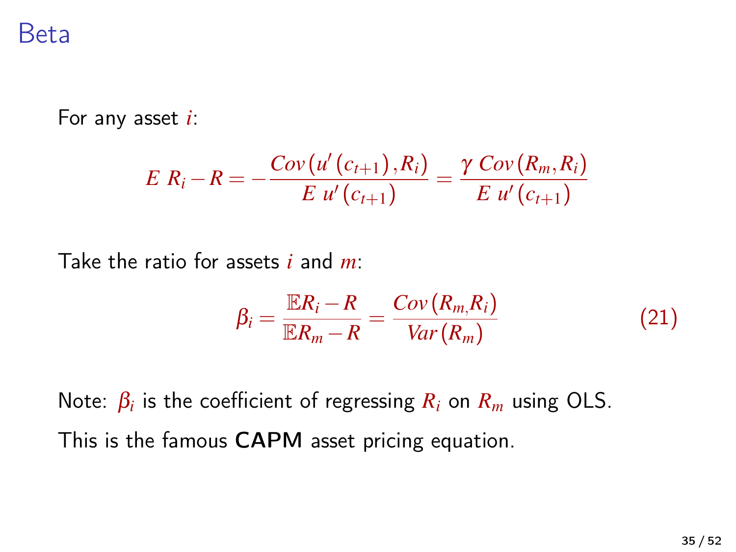# Beta

For any asset $i$:

$$E\ R_i - R = -\frac{Cov\left(u'\left(c_{t+1}\right), R_i\right)}{E\ u'\left(c_{t+1}\right)} = \frac{\gamma\ Cov\left(R_m, R_i\right)}{E\ u'\left(c_{t+1}\right)}$$

Take the ratio for assets $i$ and $m$:

$$\beta_i = \frac{\mathbb{E}R_i - R}{\mathbb{E}R_m - R} = \frac{Cov\left(R_m, R_i\right)}{Var\left(R_m\right)} \tag{21}$$

Note: $\beta_i$ is the coefficient of regressing $R_i$ on $R_m$ using OLS.

This is the famous **CAPM** asset pricing equation.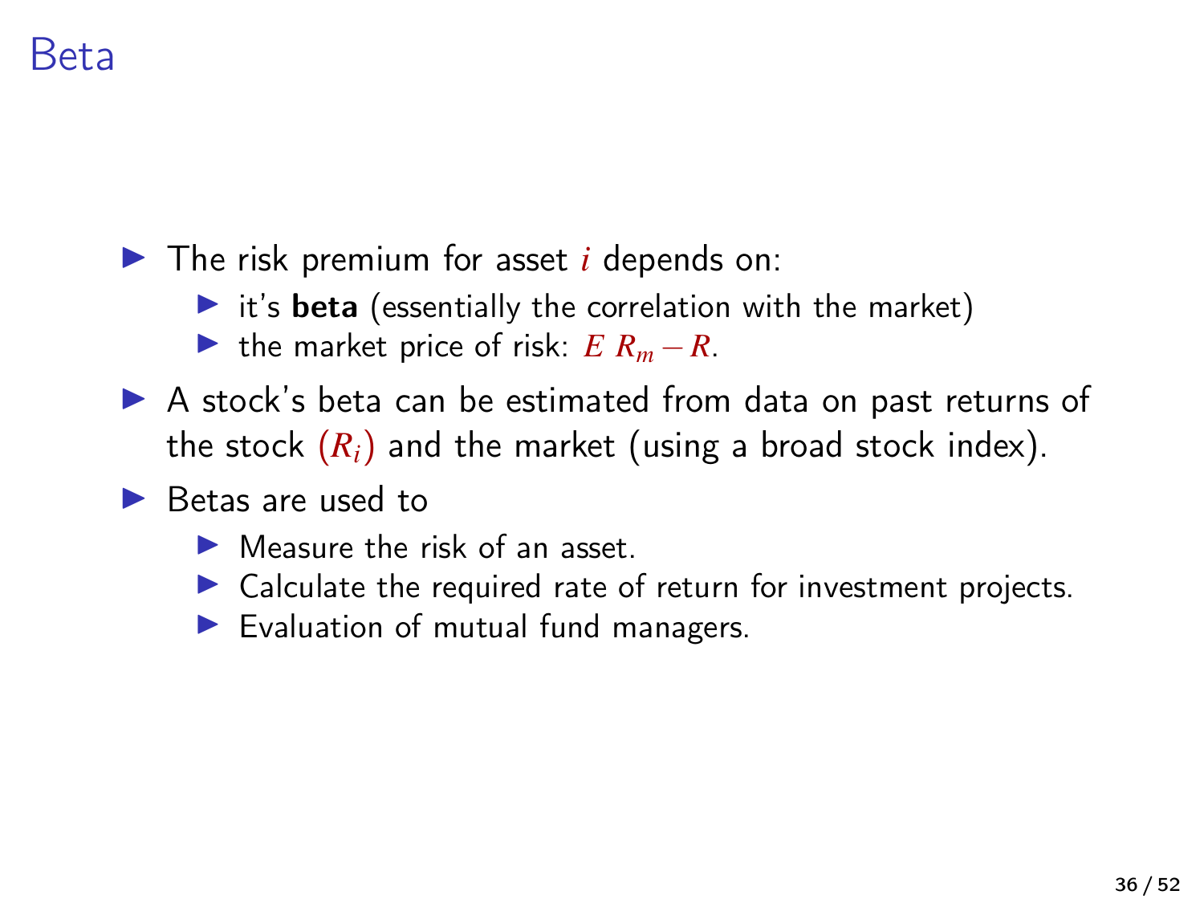# Beta

- The risk premium for asset $i$ depends on:
  - it's **beta** (essentially the correlation with the market)
  - the market price of risk: $E\ R_m - R$.
- A stock's beta can be estimated from data on past returns of the stock $(R_i)$ and the market (using a broad stock index).
- Betas are used to
  - Measure the risk of an asset.
  - Calculate the required rate of return for investment projects.
  - Evaluation of mutual fund managers.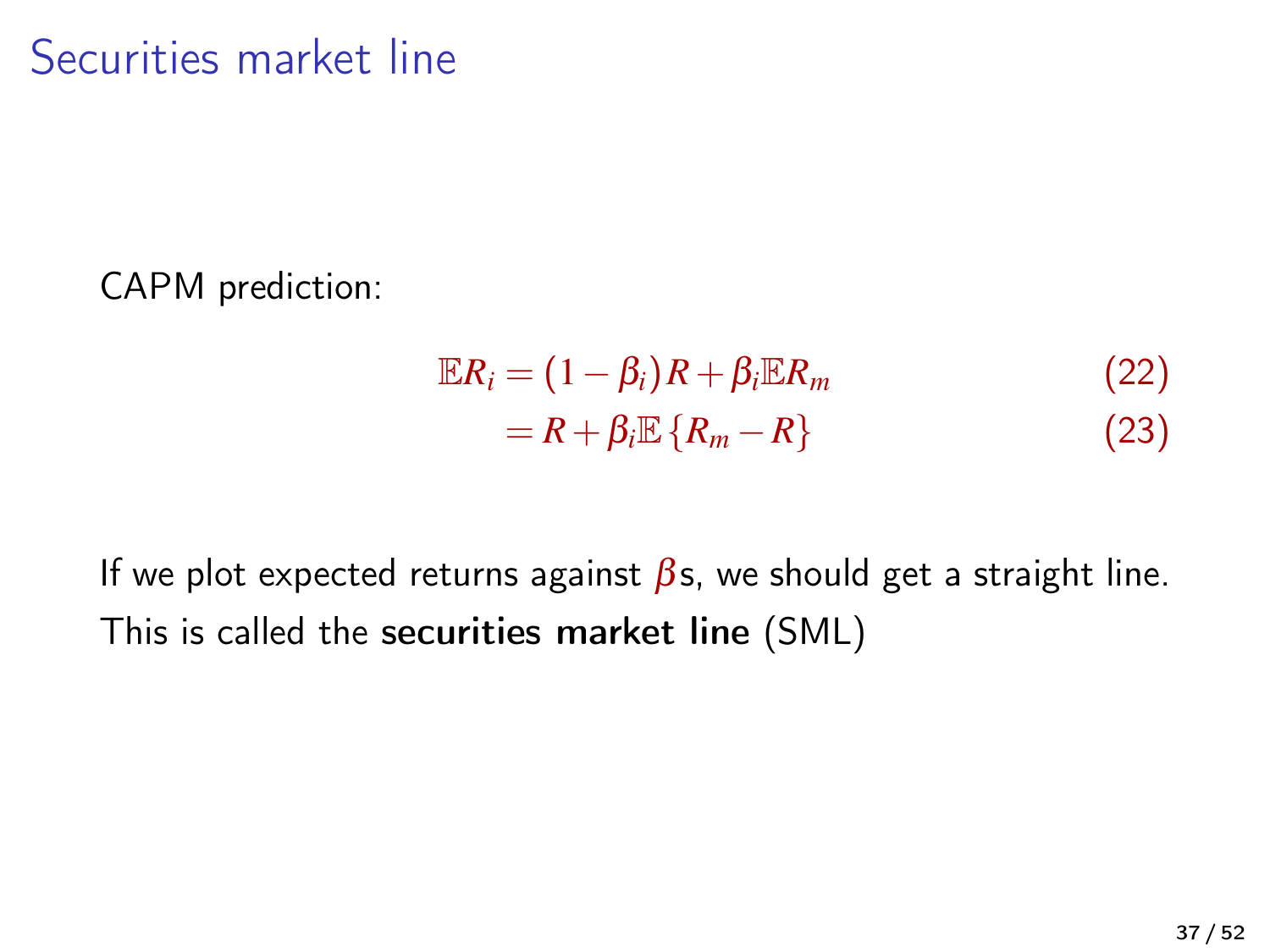# Securities market line

CAPM prediction:

$$
\begin{aligned}
\mathbb{E}R_i &= (1-\beta_i)R + \beta_i \mathbb{E}R_m && (22) \\
&= R + \beta_i \mathbb{E}\left\{R_m - R\right\} && (23)
\end{aligned}
$$

If we plot expected returns against $\beta$s, we should get a straight line. This is called the **securities market line** (SML)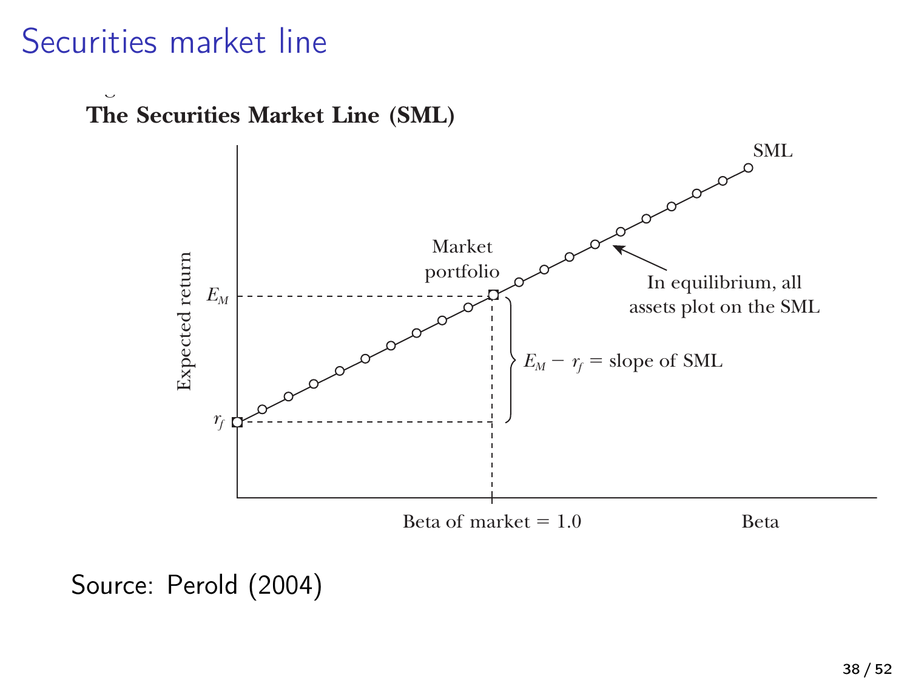# Securities market line

**The Securities Market Line (SML)**

SML

Market portfolio

$E_M$

$r_f$

Expected return

In equilibrium, all assets plot on the SML

$E_M - r_f$ = slope of SML

Beta of market = 1.0

Beta

Source: Perold (2004)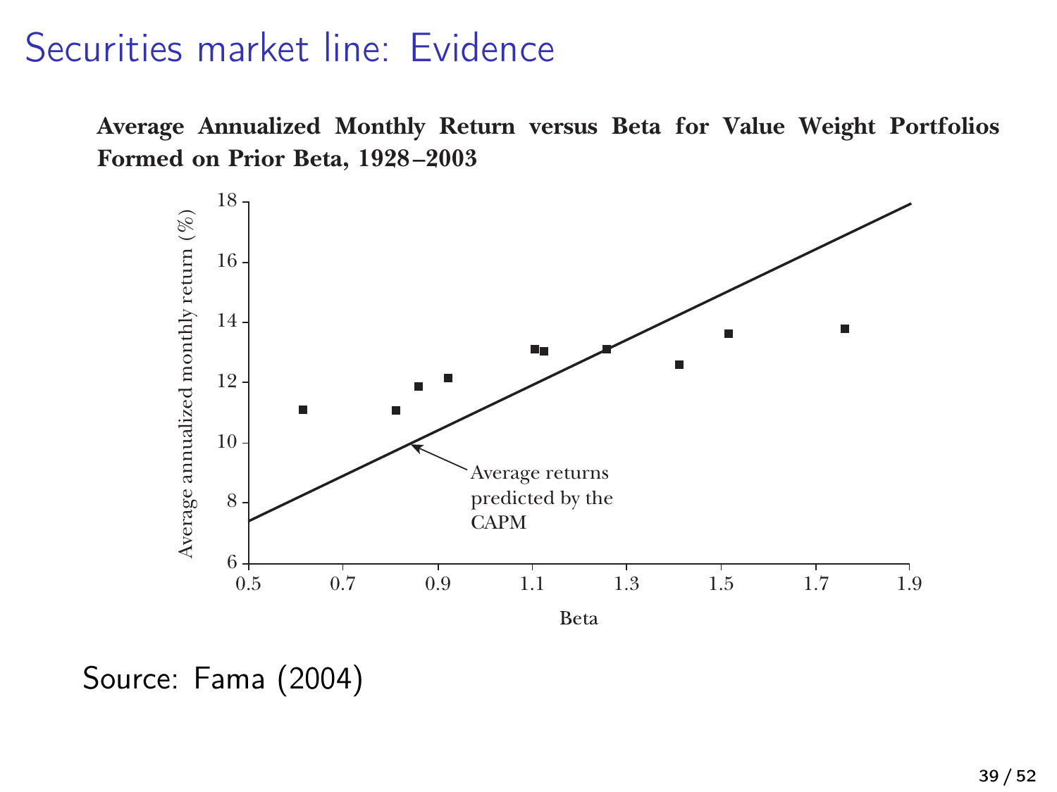# Securities market line: Evidence

**Average Annualized Monthly Return versus Beta for Value Weight Portfolios Formed on Prior Beta, 1928–2003**

Source: Fama (2004)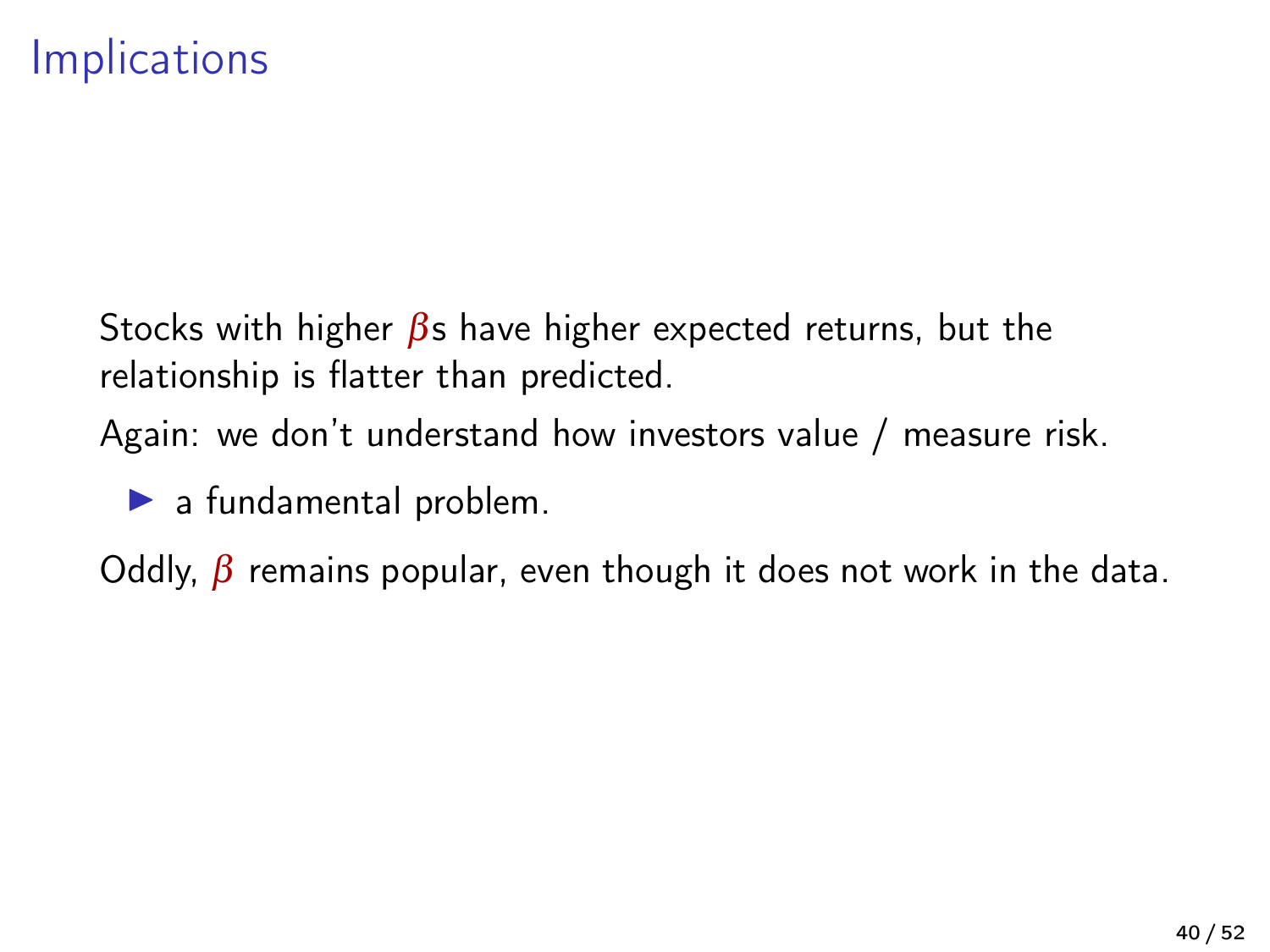# Implications

Stocks with higher $\beta$s have higher expected returns, but the relationship is flatter than predicted.

Again: we don't understand how investors value / measure risk.

- a fundamental problem.

Oddly, $\beta$ remains popular, even though it does not work in the data.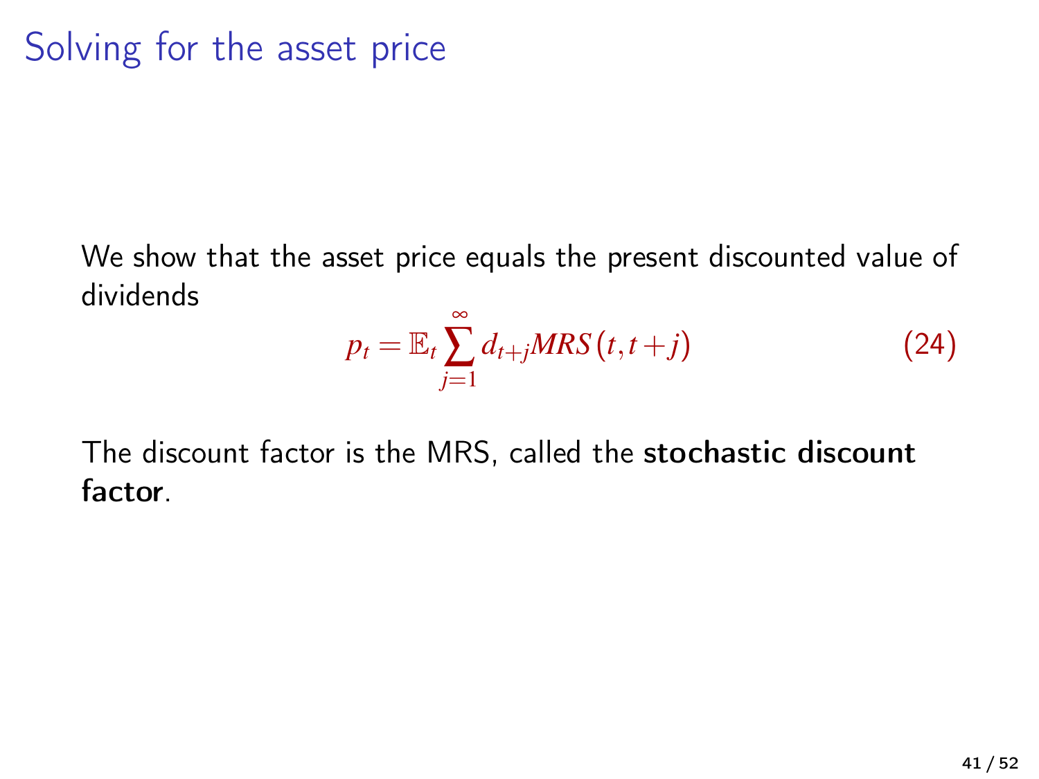# Solving for the asset price

We show that the asset price equals the present discounted value of dividends

$$p_t = \mathbb{E}_t \sum_{j=1}^{\infty} d_{t+j} MRS(t, t+j) \tag{24}$$

The discount factor is the MRS, called the **stochastic discount factor**.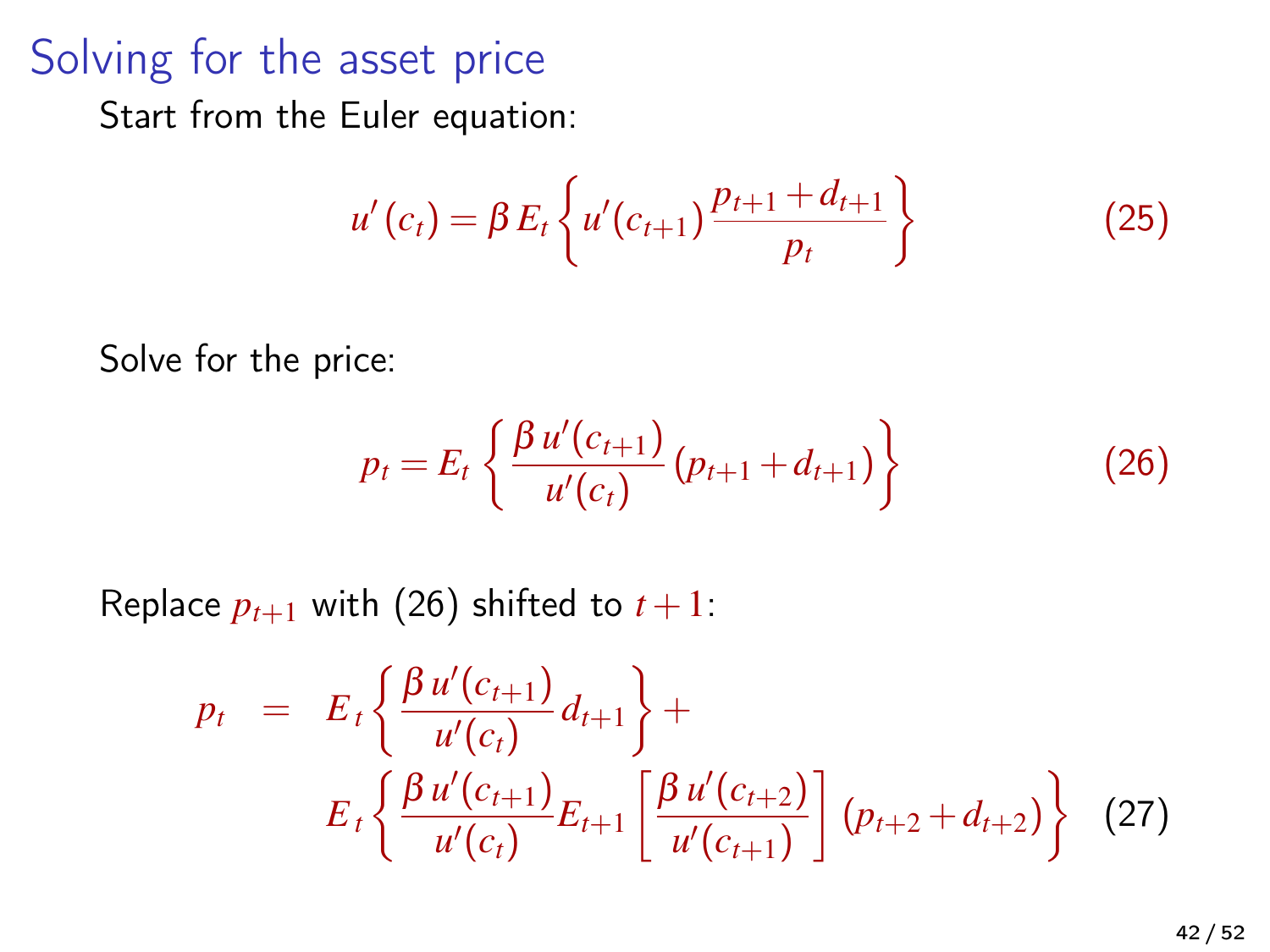# Solving for the asset price

Start from the Euler equation:

$$u'(c_t) = \beta \, E_t \left\{ u'(c_{t+1}) \frac{p_{t+1} + d_{t+1}}{p_t} \right\} \tag{25}$$

Solve for the price:

$$p_t = E_t \left\{ \frac{\beta \, u'(c_{t+1})}{u'(c_t)} \left(p_{t+1} + d_{t+1}\right) \right\} \tag{26}$$

Replace $p_{t+1}$ with (26) shifted to $t+1$:

$$\begin{aligned} p_t \;\; = \;\; & E_t \left\{ \frac{\beta \, u'(c_{t+1})}{u'(c_t)} \, d_{t+1} \right\} + \\ & E_t \left\{ \frac{\beta \, u'(c_{t+1})}{u'(c_t)} E_{t+1} \left[ \frac{\beta \, u'(c_{t+2})}{u'(c_{t+1})} \right] \left(p_{t+2} + d_{t+2}\right) \right\} \end{aligned} \tag{27}$$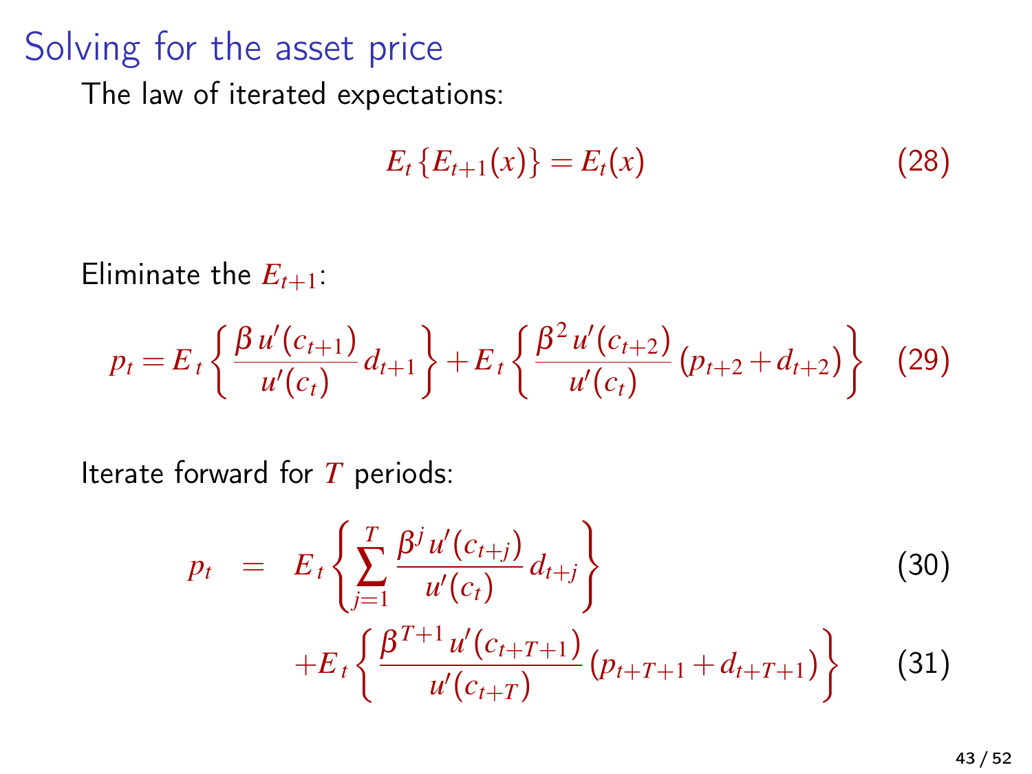# Solving for the asset price

The law of iterated expectations:

$$E_t\left\{E_{t+1}(x)\right\} = E_t(x) \tag{28}$$

Eliminate the $E_{t+1}$:

$$p_t = E_t\left\{\frac{\beta\, u'(c_{t+1})}{u'(c_t)}\, d_{t+1}\right\} + E_t\left\{\frac{\beta^2\, u'(c_{t+2})}{u'(c_t)}\,(p_{t+2}+d_{t+2})\right\} \tag{29}$$

Iterate forward for $T$ periods:

$$p_t = E_t\left\{\sum_{j=1}^{T} \frac{\beta^j\, u'(c_{t+j})}{u'(c_t)}\, d_{t+j}\right\} \tag{30}$$

$$+E_t\left\{\frac{\beta^{T+1}\, u'(c_{t+T+1})}{u'(c_{t+T})}\,(p_{t+T+1}+d_{t+T+1})\right\} \tag{31}$$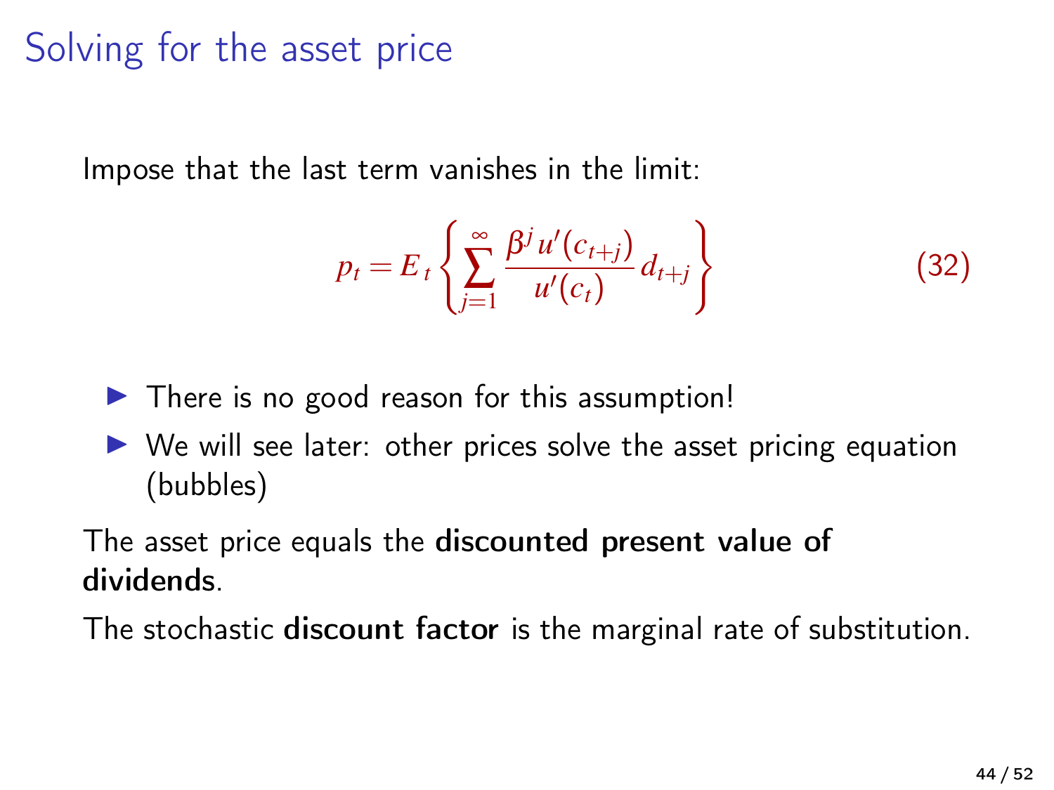# Solving for the asset price

Impose that the last term vanishes in the limit:

$$p_t = E_t \left\{ \sum_{j=1}^{\infty} \frac{\beta^j u'(c_{t+j})}{u'(c_t)} d_{t+j} \right\} \tag{32}$$

- There is no good reason for this assumption!
- We will see later: other prices solve the asset pricing equation (bubbles)

The asset price equals the **discounted present value of dividends**.

The stochastic **discount factor** is the marginal rate of substitution.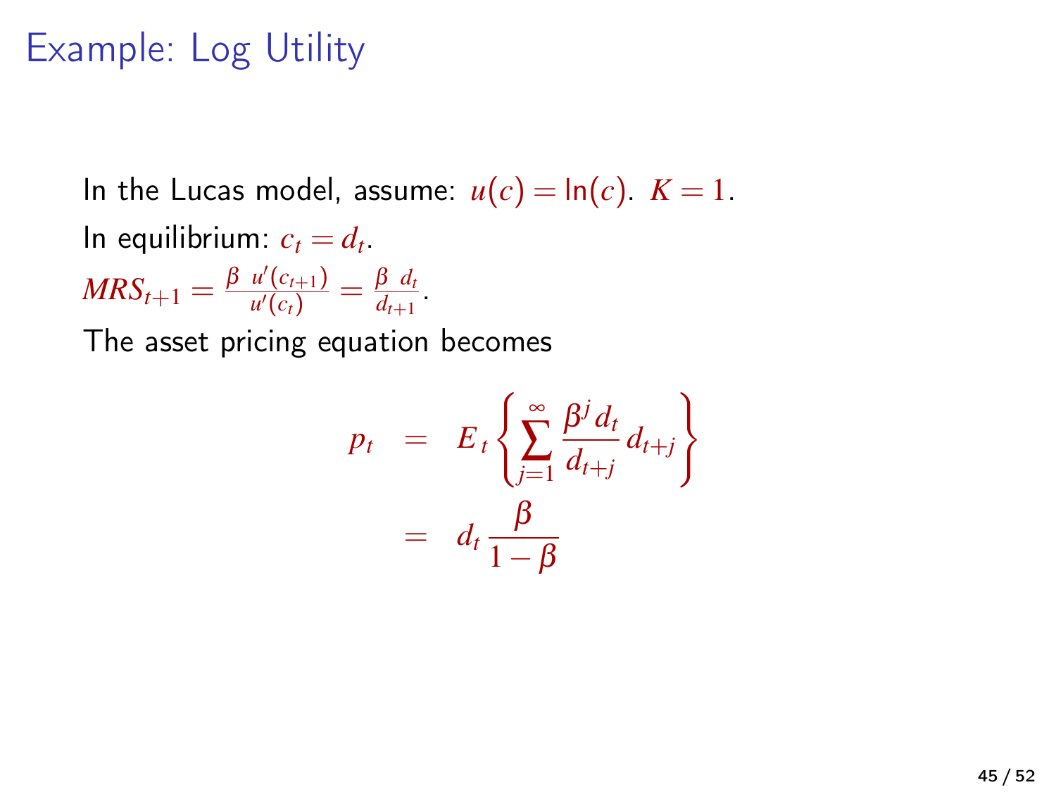# Example: Log Utility

In the Lucas model, assume: $u(c) = \ln(c)$. $K = 1$.

In equilibrium: $c_t = d_t$.

$MRS_{t+1} = \frac{\beta \; u'(c_{t+1})}{u'(c_t)} = \frac{\beta \; d_t}{d_{t+1}}$.

The asset pricing equation becomes

$$
\begin{aligned}
p_t &= E_t \left\{ \sum_{j=1}^{\infty} \frac{\beta^j d_t}{d_{t+j}} d_{t+j} \right\} \\
&= d_t \frac{\beta}{1 - \beta}
\end{aligned}
$$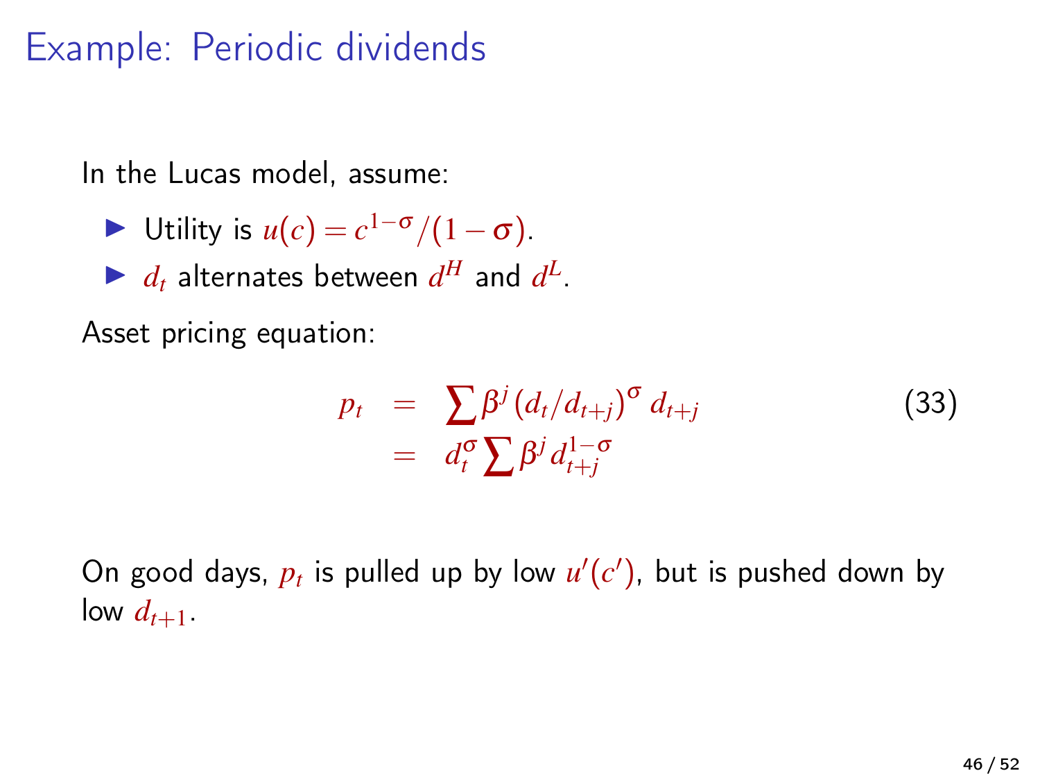# Example: Periodic dividends

In the Lucas model, assume:

- Utility is $u(c) = c^{1-\sigma}/(1-\sigma)$.
- $d_t$ alternates between $d^H$ and $d^L$.

Asset pricing equation:

$$
\begin{aligned}
p_t &= \sum \beta^j \left(d_t / d_{t+j}\right)^\sigma d_{t+j} \\
&= d_t^\sigma \sum \beta^j d_{t+j}^{1-\sigma}
\end{aligned}
\tag{33}
$$

On good days, $p_t$ is pulled up by low $u'(c')$, but is pushed down by low $d_{t+1}$.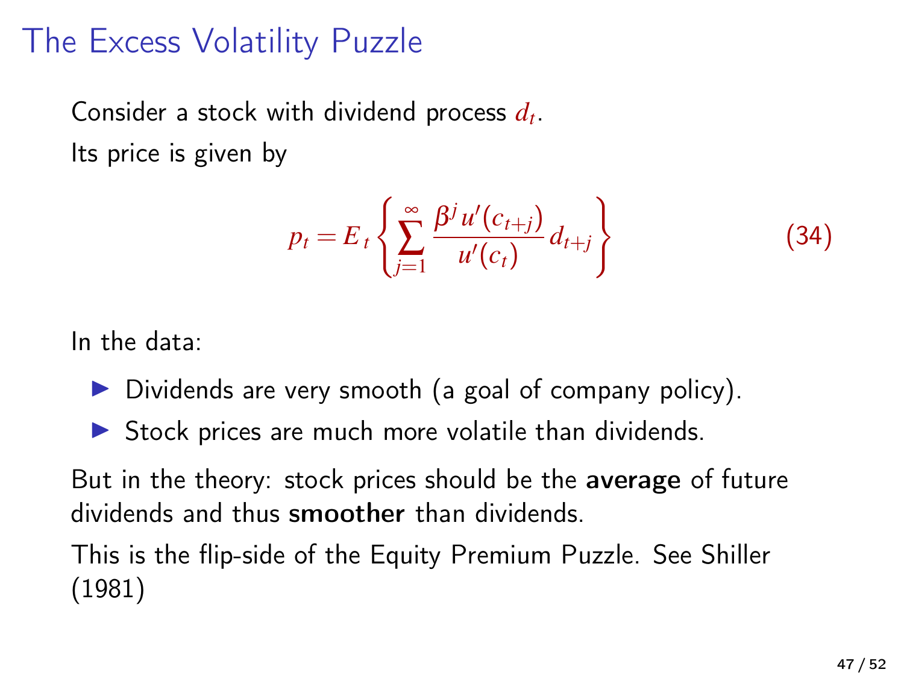# The Excess Volatility Puzzle

Consider a stock with dividend process $d_t$.

Its price is given by

$$p_t = E_t \left\{ \sum_{j=1}^{\infty} \frac{\beta^j u'(c_{t+j})}{u'(c_t)} d_{t+j} \right\} \tag{34}$$

In the data:

- Dividends are very smooth (a goal of company policy).
- Stock prices are much more volatile than dividends.

But in the theory: stock prices should be the **average** of future dividends and thus **smoother** than dividends.

This is the flip-side of the Equity Premium Puzzle. See Shiller (1981)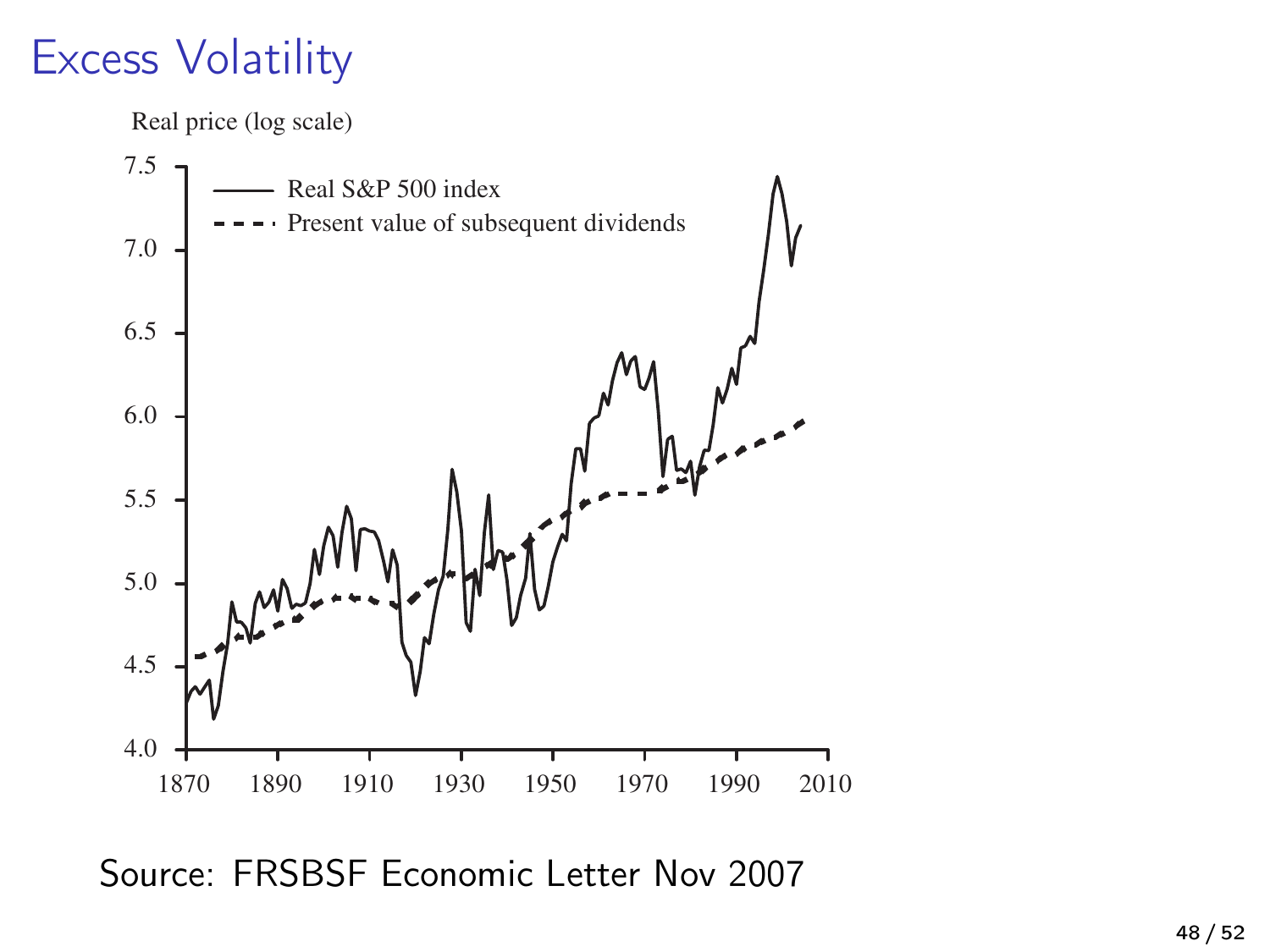# Excess Volatility

Real price (log scale)

- Real S&P 500 index
- Present value of subsequent dividends

Source: FRSBSF Economic Letter Nov 2007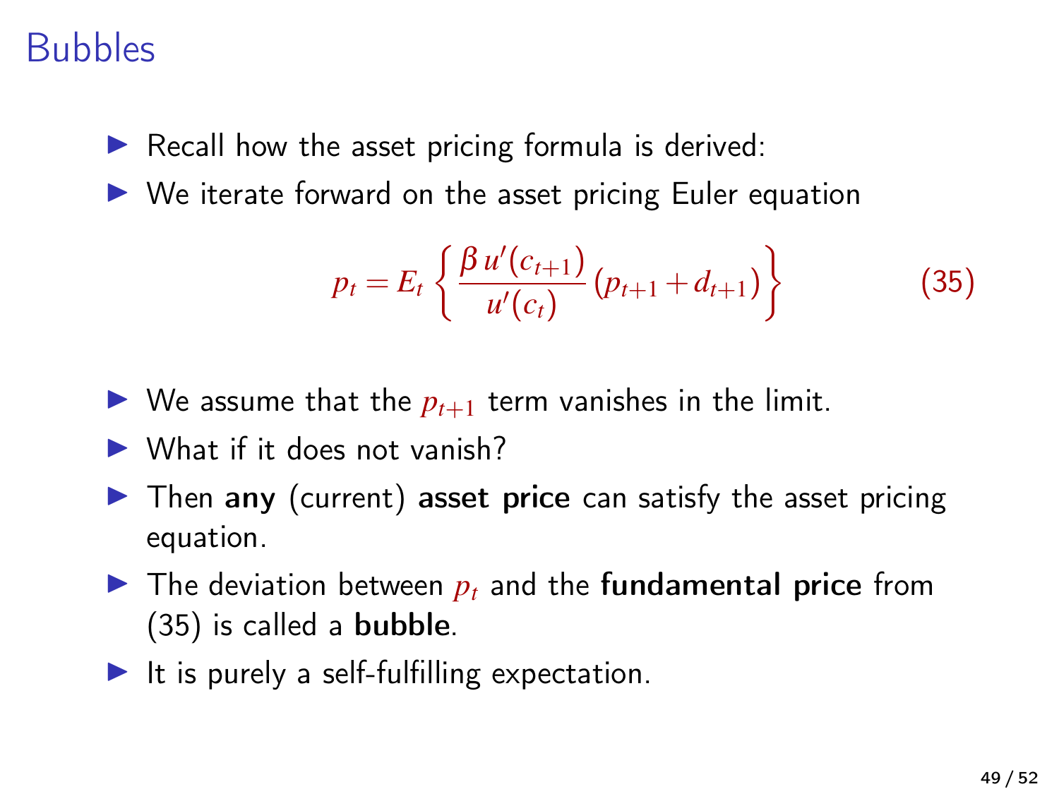# Bubbles

- Recall how the asset pricing formula is derived:
- We iterate forward on the asset pricing Euler equation

$$p_t = E_t \left\{ \frac{\beta \, u'(c_{t+1})}{u'(c_t)} \left( p_{t+1} + d_{t+1} \right) \right\} \tag{35}$$

- We assume that the $p_{t+1}$ term vanishes in the limit.
- What if it does not vanish?
- Then **any** (current) **asset price** can satisfy the asset pricing equation.
- The deviation between $p_t$ and the **fundamental price** from (35) is called a **bubble**.
- It is purely a self-fulfilling expectation.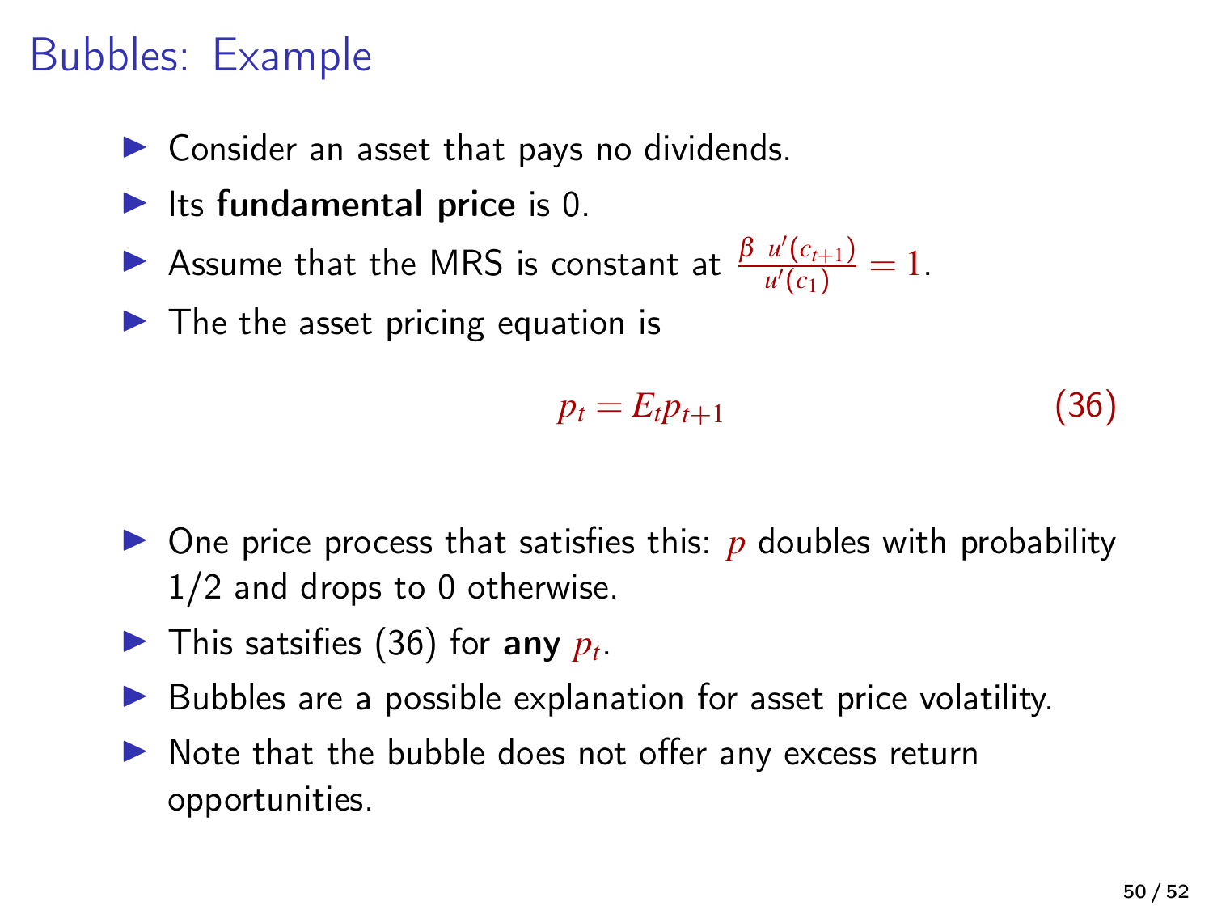# Bubbles: Example

- Consider an asset that pays no dividends.
- Its **fundamental price** is 0.
- Assume that the MRS is constant at $\frac{\beta \ u'(c_{t+1})}{u'(c_1)} = 1$.
- The the asset pricing equation is

$$p_t = E_t p_{t+1} \tag{36}$$

- One price process that satisfies this: $p$ doubles with probability 1/2 and drops to 0 otherwise.
- This satsifies (36) for **any** $p_t$.
- Bubbles are a possible explanation for asset price volatility.
- Note that the bubble does not offer any excess return opportunities.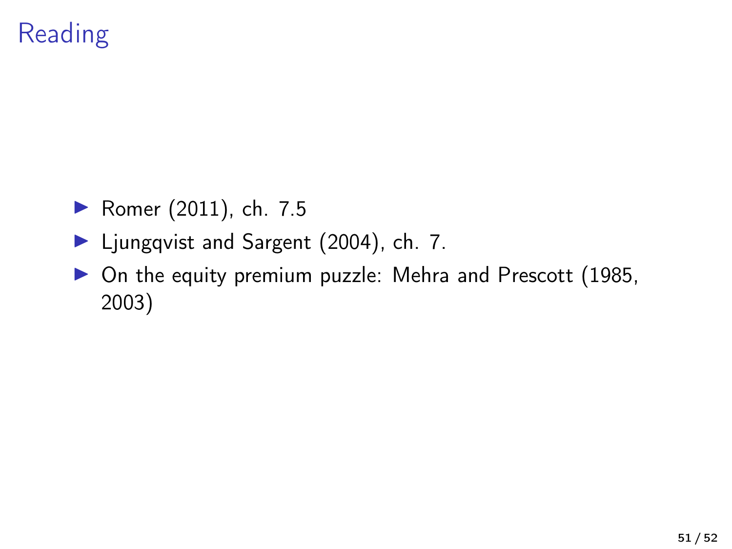# Reading

- Romer (2011), ch. 7.5
- Ljungqvist and Sargent (2004), ch. 7.
- On the equity premium puzzle: Mehra and Prescott (1985, 2003)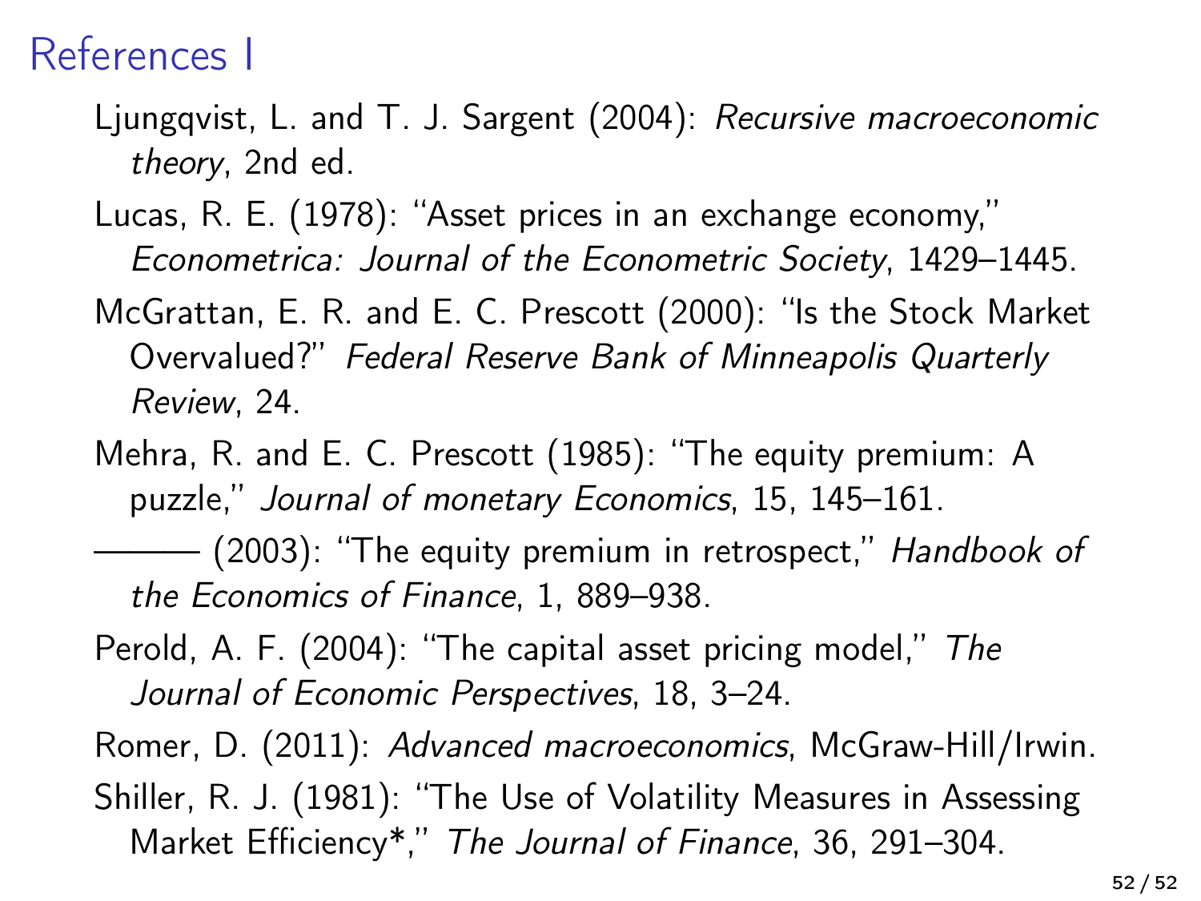# References I

Ljungqvist, L. and T. J. Sargent (2004): *Recursive macroeconomic theory*, 2nd ed.

Lucas, R. E. (1978): "Asset prices in an exchange economy," *Econometrica: Journal of the Econometric Society*, 1429–1445.

McGrattan, E. R. and E. C. Prescott (2000): "Is the Stock Market Overvalued?" *Federal Reserve Bank of Minneapolis Quarterly Review*, 24.

Mehra, R. and E. C. Prescott (1985): "The equity premium: A puzzle," *Journal of monetary Economics*, 15, 145–161.

——— (2003): "The equity premium in retrospect," *Handbook of the Economics of Finance*, 1, 889–938.

Perold, A. F. (2004): "The capital asset pricing model," *The Journal of Economic Perspectives*, 18, 3–24.

Romer, D. (2011): *Advanced macroeconomics*, McGraw-Hill/Irwin.

Shiller, R. J. (1981): "The Use of Volatility Measures in Assessing Market Efficiency*," *The Journal of Finance*, 36, 291–304.